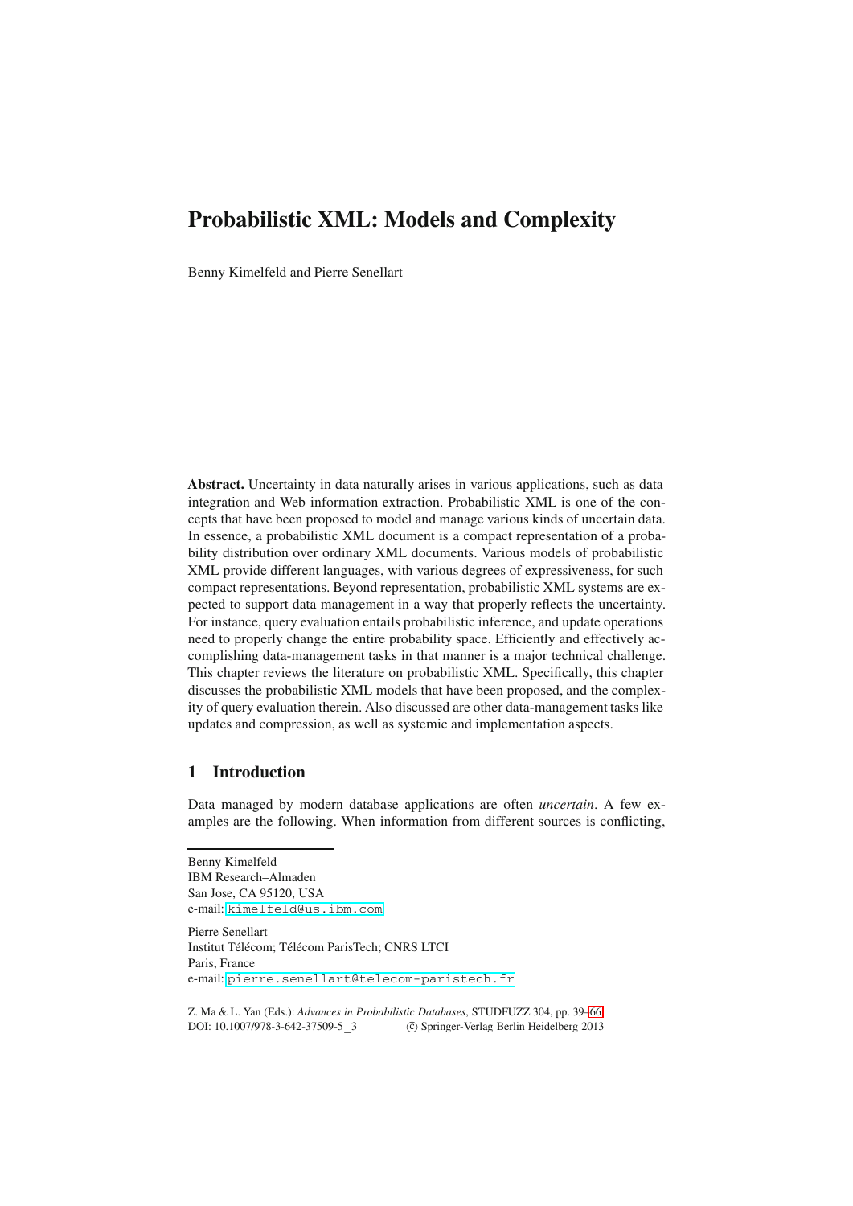# Probabilistic XML: Models and Complexity

Benny Kimelfeld and Pierre Senellart

**Abstract.** Uncertainty in data naturally arises in various applications, such as data integration and Web information extraction. Probabilistic XML is one of the concepts that have been proposed to model and manage various kinds of uncertain data. In essence, a probabilistic XML document is a compact representation of a probability distribution over ordinary XML documents. Various models of probabilistic XML provide different languages, with various degrees of expressiveness, for such compact representations. Beyond representation, probabilistic XML systems are expected to support data management in a way that properly reflects the uncertainty. For instance, query evaluation entails probabilistic inference, and update operations need to properly change the entire probability space. Efficiently and effectively accomplishing data-management tasks in that manner is a major technical challenge. This chapter reviews the literature on probabilistic XML. Specifically, this chapter discusses the probabilistic XML models that have been proposed, and the complexity of query evaluation therein. Also discussed are other data-management tasks like updates and compression, as well as systemic and implementation aspects.

## 1 Introduction

Data managed by modern database applications are often *uncertain*. A few examples are the following. When information from different sources is conflicting,

---

Benny Kimelfeld
IBM Research–Almaden
San Jose, CA 95120, USA
e-mail: kimelfeld@us.ibm.com

Pierre Senellart
Institut Télécom; Télécom ParisTech; CNRS LTCI
Paris, France
e-mail: pierre.senellart@telecom-paristech.fr

Z. Ma & L. Yan (Eds.): *Advances in Probabilistic Databases*, STUDFUZZ 304, pp. 39–66.
DOI: 10.1007/978-3-642-37509-5_3 © Springer-Verlag Berlin Heidelberg 2013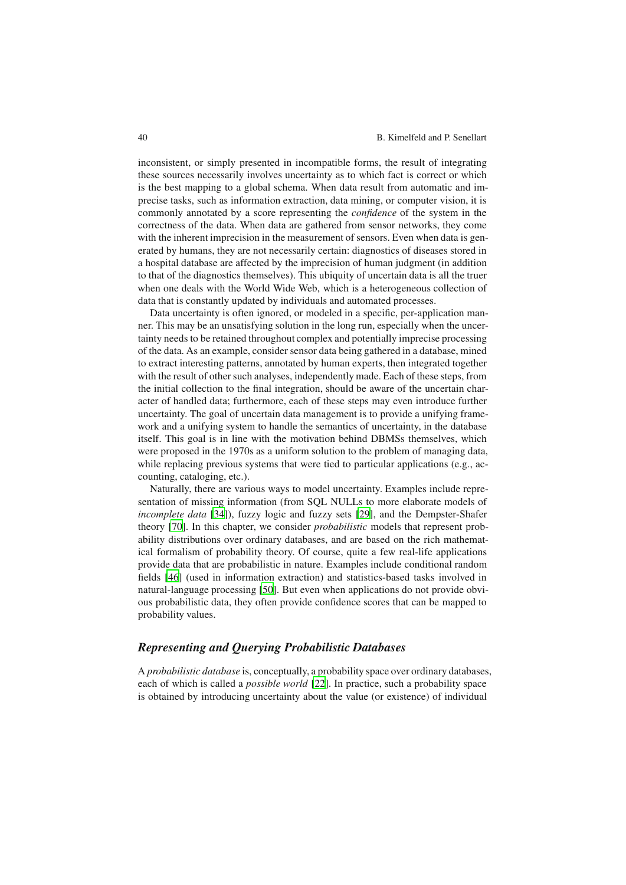inconsistent, or simply presented in incompatible forms, the result of integrating these sources necessarily involves uncertainty as to which fact is correct or which is the best mapping to a global schema. When data result from automatic and imprecise tasks, such as information extraction, data mining, or computer vision, it is commonly annotated by a score representing the *confidence* of the system in the correctness of the data. When data are gathered from sensor networks, they come with the inherent imprecision in the measurement of sensors. Even when data is generated by humans, they are not necessarily certain: diagnostics of diseases stored in a hospital database are affected by the imprecision of human judgment (in addition to that of the diagnostics themselves). This ubiquity of uncertain data is all the truer when one deals with the World Wide Web, which is a heterogeneous collection of data that is constantly updated by individuals and automated processes.

Data uncertainty is often ignored, or modeled in a specific, per-application manner. This may be an unsatisfying solution in the long run, especially when the uncertainty needs to be retained throughout complex and potentially imprecise processing of the data. As an example, consider sensor data being gathered in a database, mined to extract interesting patterns, annotated by human experts, then integrated together with the result of other such analyses, independently made. Each of these steps, from the initial collection to the final integration, should be aware of the uncertain character of handled data; furthermore, each of these steps may even introduce further uncertainty. The goal of uncertain data management is to provide a unifying framework and a unifying system to handle the semantics of uncertainty, in the database itself. This goal is in line with the motivation behind DBMSs themselves, which were proposed in the 1970s as a uniform solution to the problem of managing data, while replacing previous systems that were tied to particular applications (e.g., accounting, cataloging, etc.).

Naturally, there are various ways to model uncertainty. Examples include representation of missing information (from SQL NULLs to more elaborate models of *incomplete data* [34]), fuzzy logic and fuzzy sets [29], and the Dempster-Shafer theory [70]. In this chapter, we consider *probabilistic* models that represent probability distributions over ordinary databases, and are based on the rich mathematical formalism of probability theory. Of course, quite a few real-life applications provide data that are probabilistic in nature. Examples include conditional random fields [46] (used in information extraction) and statistics-based tasks involved in natural-language processing [50]. But even when applications do not provide obvious probabilistic data, they often provide confidence scores that can be mapped to probability values.

### *Representing and Querying Probabilistic Databases*

A *probabilistic database* is, conceptually, a probability space over ordinary databases, each of which is called a *possible world* [22]. In practice, such a probability space is obtained by introducing uncertainty about the value (or existence) of individual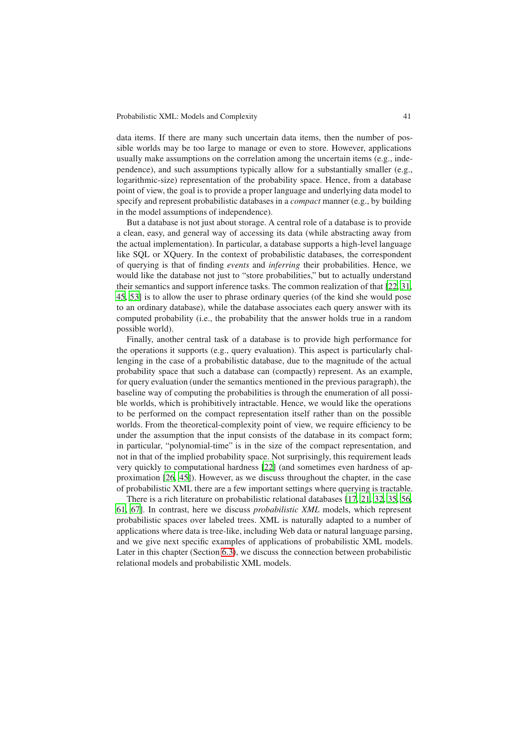data items. If there are many such uncertain data items, then the number of possible worlds may be too large to manage or even to store. However, applications usually make assumptions on the correlation among the uncertain items (e.g., independence), and such assumptions typically allow for a substantially smaller (e.g., logarithmic-size) representation of the probability space. Hence, from a database point of view, the goal is to provide a proper language and underlying data model to specify and represent probabilistic databases in a *compact* manner (e.g., by building in the model assumptions of independence).

But a database is not just about storage. A central role of a database is to provide a clean, easy, and general way of accessing its data (while abstracting away from the actual implementation). In particular, a database supports a high-level language like SQL or XQuery. In the context of probabilistic databases, the correspondent of querying is that of finding *events* and *inferring* their probabilities. Hence, we would like the database not just to "store probabilities," but to actually understand their semantics and support inference tasks. The common realization of that [22, 31, 45, 53] is to allow the user to phrase ordinary queries (of the kind she would pose to an ordinary database), while the database associates each query answer with its computed probability (i.e., the probability that the answer holds true in a random possible world).

Finally, another central task of a database is to provide high performance for the operations it supports (e.g., query evaluation). This aspect is particularly challenging in the case of a probabilistic database, due to the magnitude of the actual probability space that such a database can (compactly) represent. As an example, for query evaluation (under the semantics mentioned in the previous paragraph), the baseline way of computing the probabilities is through the enumeration of all possible worlds, which is prohibitively intractable. Hence, we would like the operations to be performed on the compact representation itself rather than on the possible worlds. From the theoretical-complexity point of view, we require efficiency to be under the assumption that the input consists of the database in its compact form; in particular, "polynomial-time" is in the size of the compact representation, and not in that of the implied probability space. Not surprisingly, this requirement leads very quickly to computational hardness [22] (and sometimes even hardness of approximation [26, 45]). However, as we discuss throughout the chapter, in the case of probabilistic XML there are a few important settings where querying is tractable.

There is a rich literature on probabilistic relational databases [17, 21, 32, 35, 56, 61, 67]. In contrast, here we discuss *probabilistic XML* models, which represent probabilistic spaces over labeled trees. XML is naturally adapted to a number of applications where data is tree-like, including Web data or natural language parsing, and we give next specific examples of applications of probabilistic XML models. Later in this chapter (Section 6.3), we discuss the connection between probabilistic relational models and probabilistic XML models.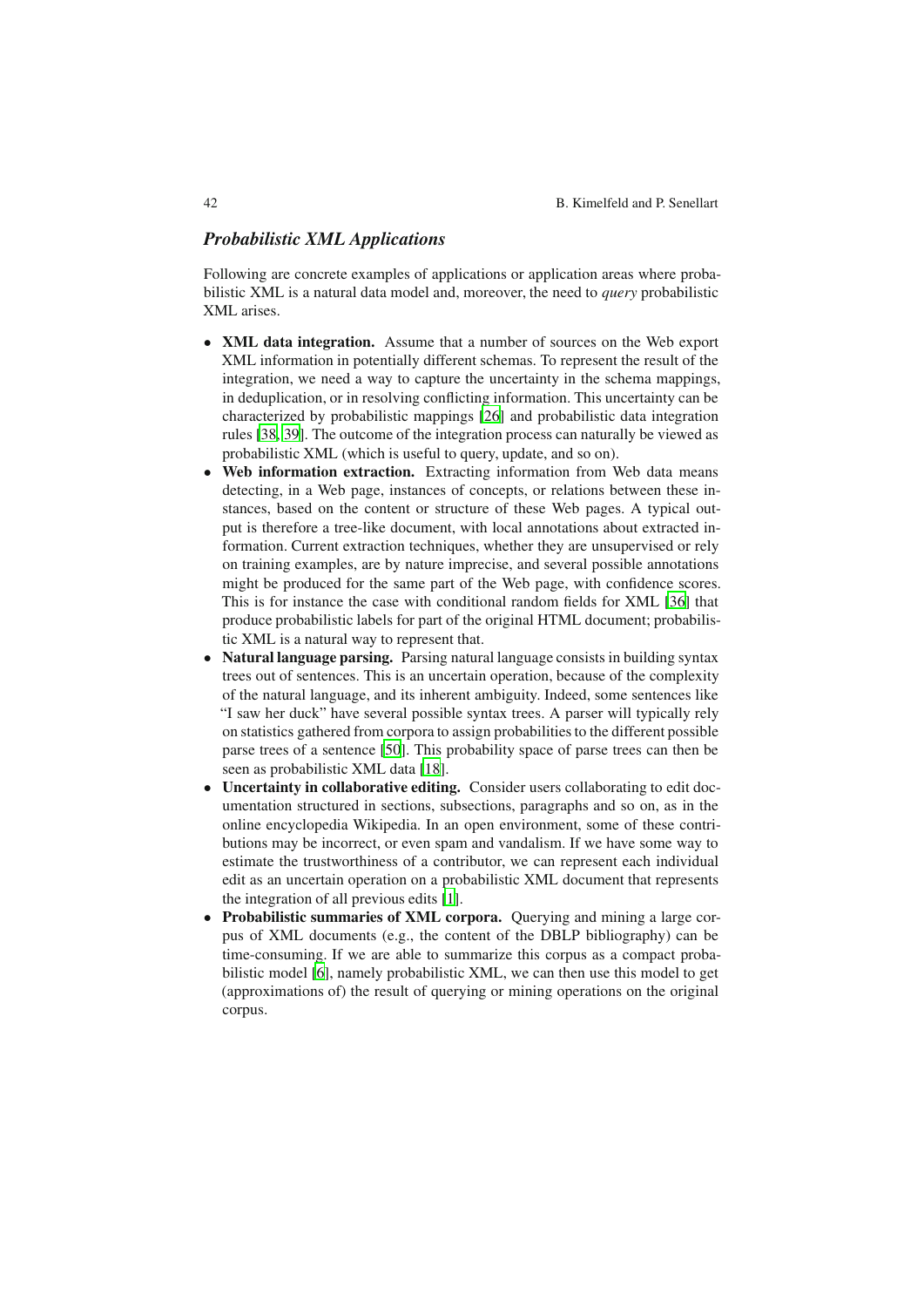### *Probabilistic XML Applications*

Following are concrete examples of applications or application areas where probabilistic XML is a natural data model and, moreover, the need to *query* probabilistic XML arises.

- **XML data integration.** Assume that a number of sources on the Web export XML information in potentially different schemas. To represent the result of the integration, we need a way to capture the uncertainty in the schema mappings, in deduplication, or in resolving conflicting information. This uncertainty can be characterized by probabilistic mappings [26] and probabilistic data integration rules [38, 39]. The outcome of the integration process can naturally be viewed as probabilistic XML (which is useful to query, update, and so on).
- **Web information extraction.** Extracting information from Web data means detecting, in a Web page, instances of concepts, or relations between these instances, based on the content or structure of these Web pages. A typical output is therefore a tree-like document, with local annotations about extracted information. Current extraction techniques, whether they are unsupervised or rely on training examples, are by nature imprecise, and several possible annotations might be produced for the same part of the Web page, with confidence scores. This is for instance the case with conditional random fields for XML [36] that produce probabilistic labels for part of the original HTML document; probabilistic XML is a natural way to represent that.
- **Natural language parsing.** Parsing natural language consists in building syntax trees out of sentences. This is an uncertain operation, because of the complexity of the natural language, and its inherent ambiguity. Indeed, some sentences like "I saw her duck" have several possible syntax trees. A parser will typically rely on statistics gathered from corpora to assign probabilities to the different possible parse trees of a sentence [50]. This probability space of parse trees can then be seen as probabilistic XML data [18].
- **Uncertainty in collaborative editing.** Consider users collaborating to edit documentation structured in sections, subsections, paragraphs and so on, as in the online encyclopedia Wikipedia. In an open environment, some of these contributions may be incorrect, or even spam and vandalism. If we have some way to estimate the trustworthiness of a contributor, we can represent each individual edit as an uncertain operation on a probabilistic XML document that represents the integration of all previous edits [1].
- **Probabilistic summaries of XML corpora.** Querying and mining a large corpus of XML documents (e.g., the content of the DBLP bibliography) can be time-consuming. If we are able to summarize this corpus as a compact probabilistic model [6], namely probabilistic XML, we can then use this model to get (approximations of) the result of querying or mining operations on the original corpus.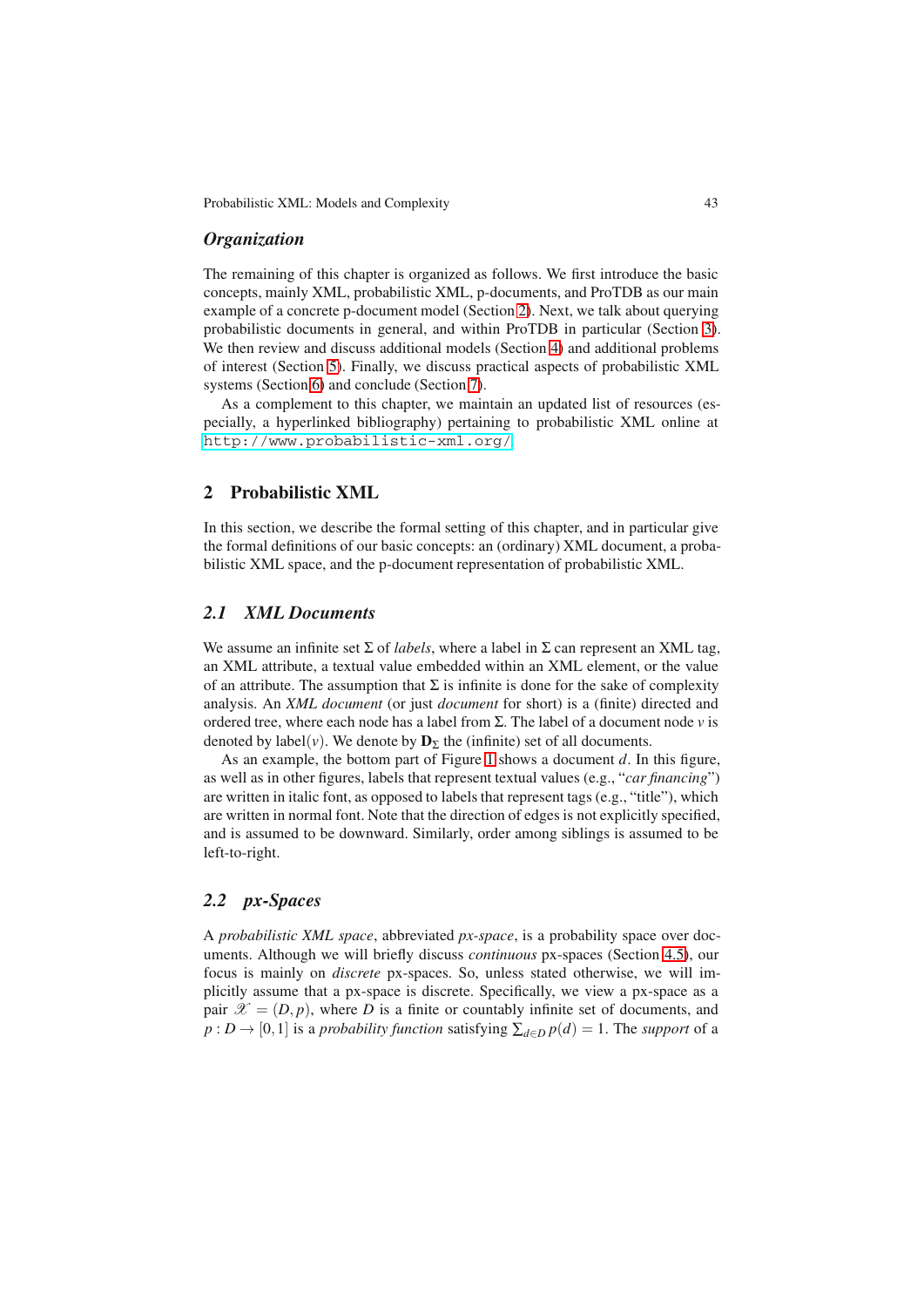### *Organization*

The remaining of this chapter is organized as follows. We first introduce the basic concepts, mainly XML, probabilistic XML, p-documents, and ProTDB as our main example of a concrete p-document model (Section 2). Next, we talk about querying probabilistic documents in general, and within ProTDB in particular (Section 3). We then review and discuss additional models (Section 4) and additional problems of interest (Section 5). Finally, we discuss practical aspects of probabilistic XML systems (Section 6) and conclude (Section 7).

As a complement to this chapter, we maintain an updated list of resources (especially, a hyperlinked bibliography) pertaining to probabilistic XML online at `http://www.probabilistic-xml.org/`.

## 2 Probabilistic XML

In this section, we describe the formal setting of this chapter, and in particular give the formal definitions of our basic concepts: an (ordinary) XML document, a probabilistic XML space, and the p-document representation of probabilistic XML.

### *2.1 XML Documents*

We assume an infinite set $\Sigma$ of *labels*, where a label in $\Sigma$ can represent an XML tag, an XML attribute, a textual value embedded within an XML element, or the value of an attribute. The assumption that $\Sigma$ is infinite is done for the sake of complexity analysis. An *XML document* (or just *document* for short) is a (finite) directed and ordered tree, where each node has a label from $\Sigma$. The label of a document node $v$ is denoted by $\text{label}(v)$. We denote by $\mathbf{D}_\Sigma$ the (infinite) set of all documents.

As an example, the bottom part of Figure 1 shows a document $d$. In this figure, as well as in other figures, labels that represent textual values (e.g., "*car financing*") are written in italic font, as opposed to labels that represent tags (e.g., "title"), which are written in normal font. Note that the direction of edges is not explicitly specified, and is assumed to be downward. Similarly, order among siblings is assumed to be left-to-right.

### *2.2 px-Spaces*

A *probabilistic XML space*, abbreviated *px-space*, is a probability space over documents. Although we will briefly discuss *continuous* px-spaces (Section 4.5), our focus is mainly on *discrete* px-spaces. So, unless stated otherwise, we will implicitly assume that a px-space is discrete. Specifically, we view a px-space as a pair $\mathscr{X} = (D, p)$, where $D$ is a finite or countably infinite set of documents, and $p : D \rightarrow [0,1]$ is a *probability function* satisfying $\sum_{d \in D} p(d) = 1$. The *support* of a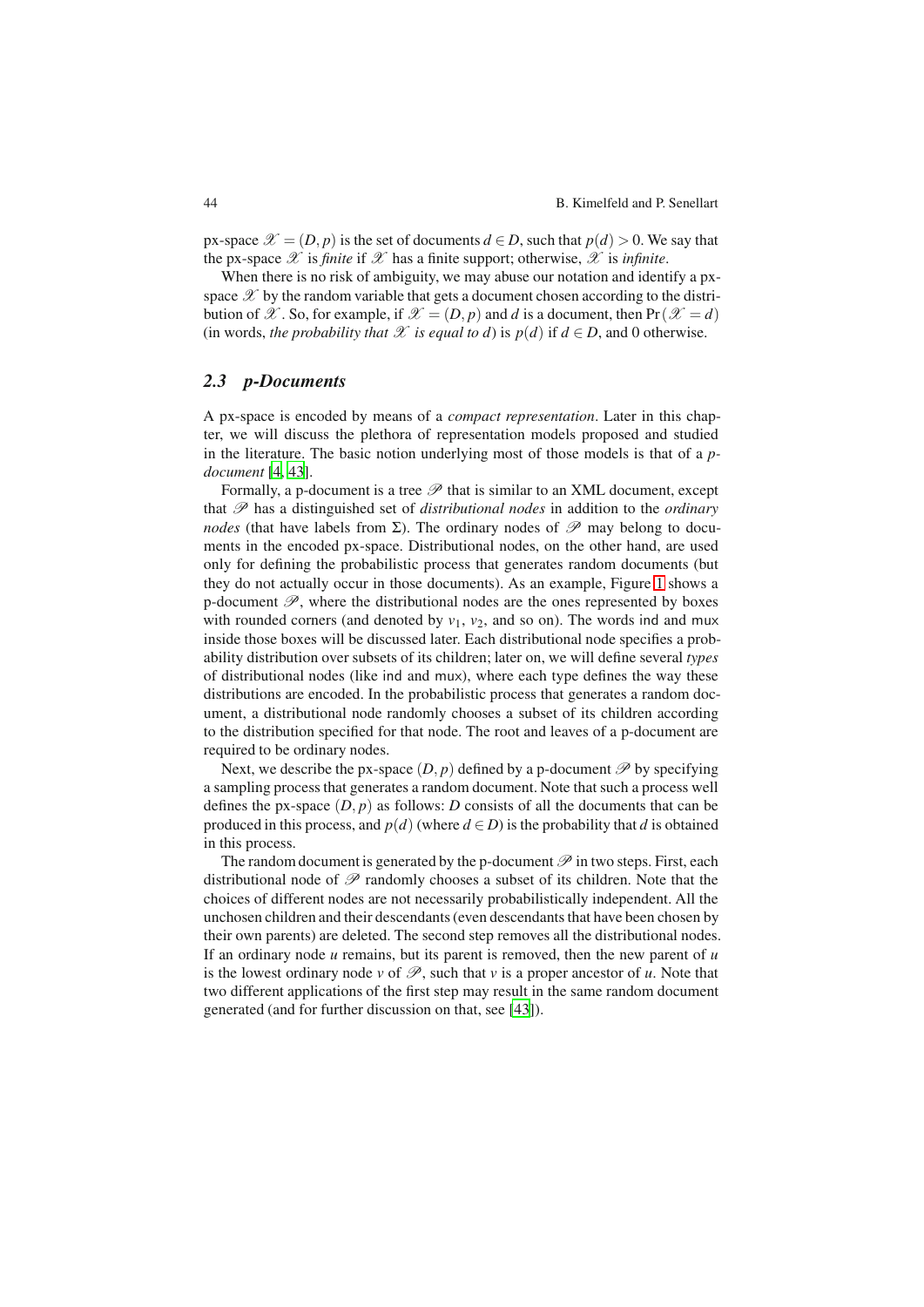px-space $\mathscr{X} = (D, p)$ is the set of documents $d \in D$, such that $p(d) > 0$. We say that the px-space $\mathscr{X}$ is *finite* if $\mathscr{X}$ has a finite support; otherwise, $\mathscr{X}$ is *infinite*.

When there is no risk of ambiguity, we may abuse our notation and identify a px-space $\mathscr{X}$ by the random variable that gets a document chosen according to the distribution of $\mathscr{X}$. So, for example, if $\mathscr{X} = (D, p)$ and $d$ is a document, then $\Pr(\mathscr{X} = d)$ (in words, *the probability that $\mathscr{X}$ is equal to $d$*) is $p(d)$ if $d \in D$, and 0 otherwise.

### 2.3 p-Documents

A px-space is encoded by means of a *compact representation*. Later in this chapter, we will discuss the plethora of representation models proposed and studied in the literature. The basic notion underlying most of those models is that of a *p-document* [4, 43].

Formally, a p-document is a tree $\mathscr{P}$ that is similar to an XML document, except that $\mathscr{P}$ has a distinguished set of *distributional nodes* in addition to the *ordinary nodes* (that have labels from $\Sigma$). The ordinary nodes of $\mathscr{P}$ may belong to documents in the encoded px-space. Distributional nodes, on the other hand, are used only for defining the probabilistic process that generates random documents (but they do not actually occur in those documents). As an example, Figure 1 shows a p-document $\mathscr{P}$, where the distributional nodes are the ones represented by boxes with rounded corners (and denoted by $v_1$, $v_2$, and so on). The words ind and mux inside those boxes will be discussed later. Each distributional node specifies a probability distribution over subsets of its children; later on, we will define several *types* of distributional nodes (like ind and mux), where each type defines the way these distributions are encoded. In the probabilistic process that generates a random document, a distributional node randomly chooses a subset of its children according to the distribution specified for that node. The root and leaves of a p-document are required to be ordinary nodes.

Next, we describe the px-space $(D, p)$ defined by a p-document $\mathscr{P}$ by specifying a sampling process that generates a random document. Note that such a process well defines the px-space $(D, p)$ as follows: $D$ consists of all the documents that can be produced in this process, and $p(d)$ (where $d \in D$) is the probability that $d$ is obtained in this process.

The random document is generated by the p-document $\mathscr{P}$ in two steps. First, each distributional node of $\mathscr{P}$ randomly chooses a subset of its children. Note that the choices of different nodes are not necessarily probabilistically independent. All the unchosen children and their descendants (even descendants that have been chosen by their own parents) are deleted. The second step removes all the distributional nodes. If an ordinary node $u$ remains, but its parent is removed, then the new parent of $u$ is the lowest ordinary node $v$ of $\mathscr{P}$, such that $v$ is a proper ancestor of $u$. Note that two different applications of the first step may result in the same random document generated (and for further discussion on that, see [43]).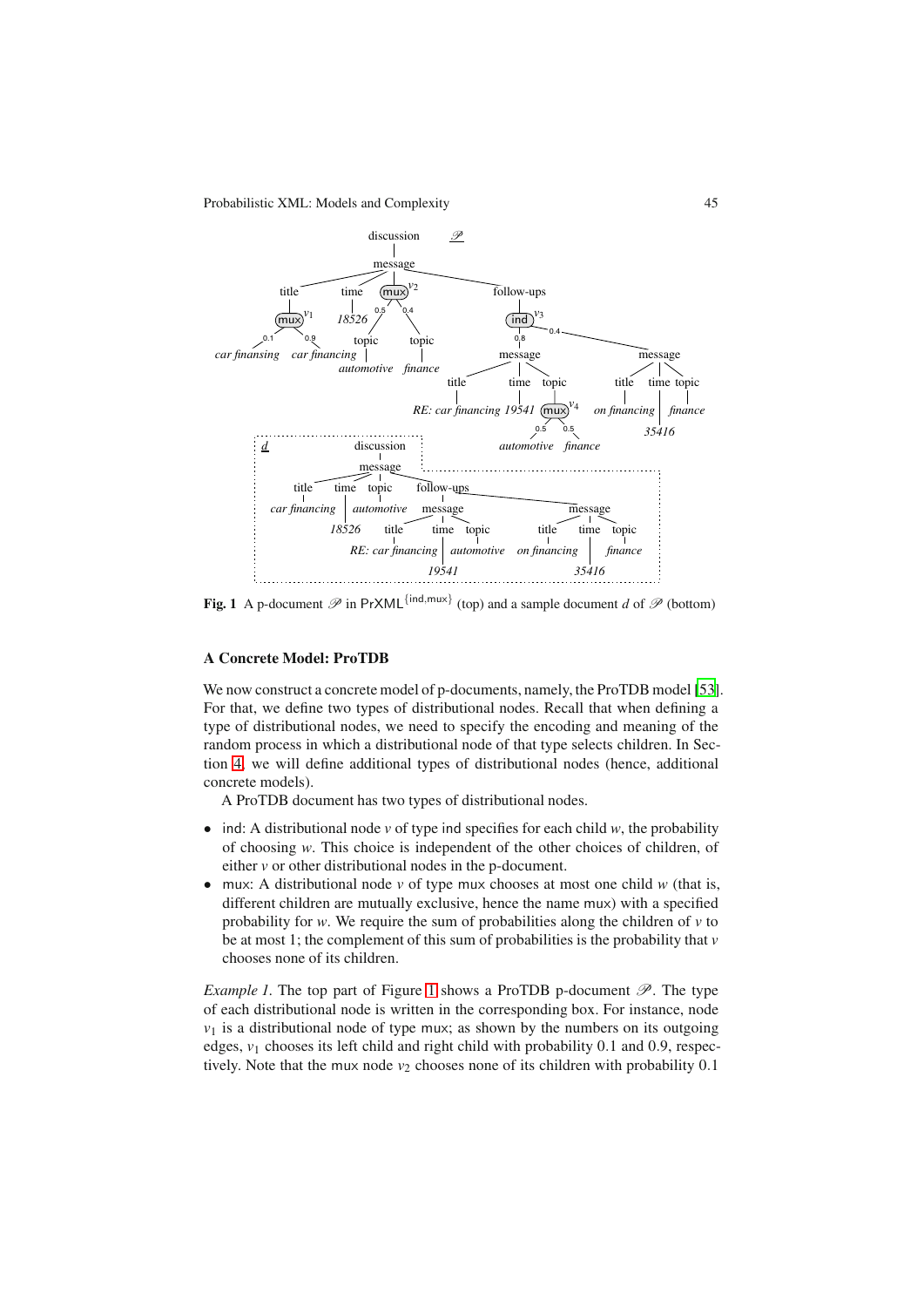**Fig. 1** A p-document $\mathscr{P}$ in $\mathsf{PrXML}^{\{\mathsf{ind},\mathsf{mux}\}}$ (top) and a sample document $d$ of $\mathscr{P}$ (bottom)

### A Concrete Model: ProTDB

We now construct a concrete model of p-documents, namely, the ProTDB model [53]. For that, we define two types of distributional nodes. Recall that when defining a type of distributional nodes, we need to specify the encoding and meaning of the random process in which a distributional node of that type selects children. In Section 4, we will define additional types of distributional nodes (hence, additional concrete models).

A ProTDB document has two types of distributional nodes.

- ind: A distributional node $v$ of type ind specifies for each child $w$, the probability of choosing $w$. This choice is independent of the other choices of children, of either $v$ or other distributional nodes in the p-document.
- mux: A distributional node $v$ of type mux chooses at most one child $w$ (that is, different children are mutually exclusive, hence the name mux) with a specified probability for $w$. We require the sum of probabilities along the children of $v$ to be at most 1; the complement of this sum of probabilities is the probability that $v$ chooses none of its children.

*Example 1.* The top part of Figure 1 shows a ProTDB p-document $\mathscr{P}$. The type of each distributional node is written in the corresponding box. For instance, node $v_1$ is a distributional node of type mux; as shown by the numbers on its outgoing edges, $v_1$ chooses its left child and right child with probability 0.1 and 0.9, respectively. Note that the mux node $v_2$ chooses none of its children with probability 0.1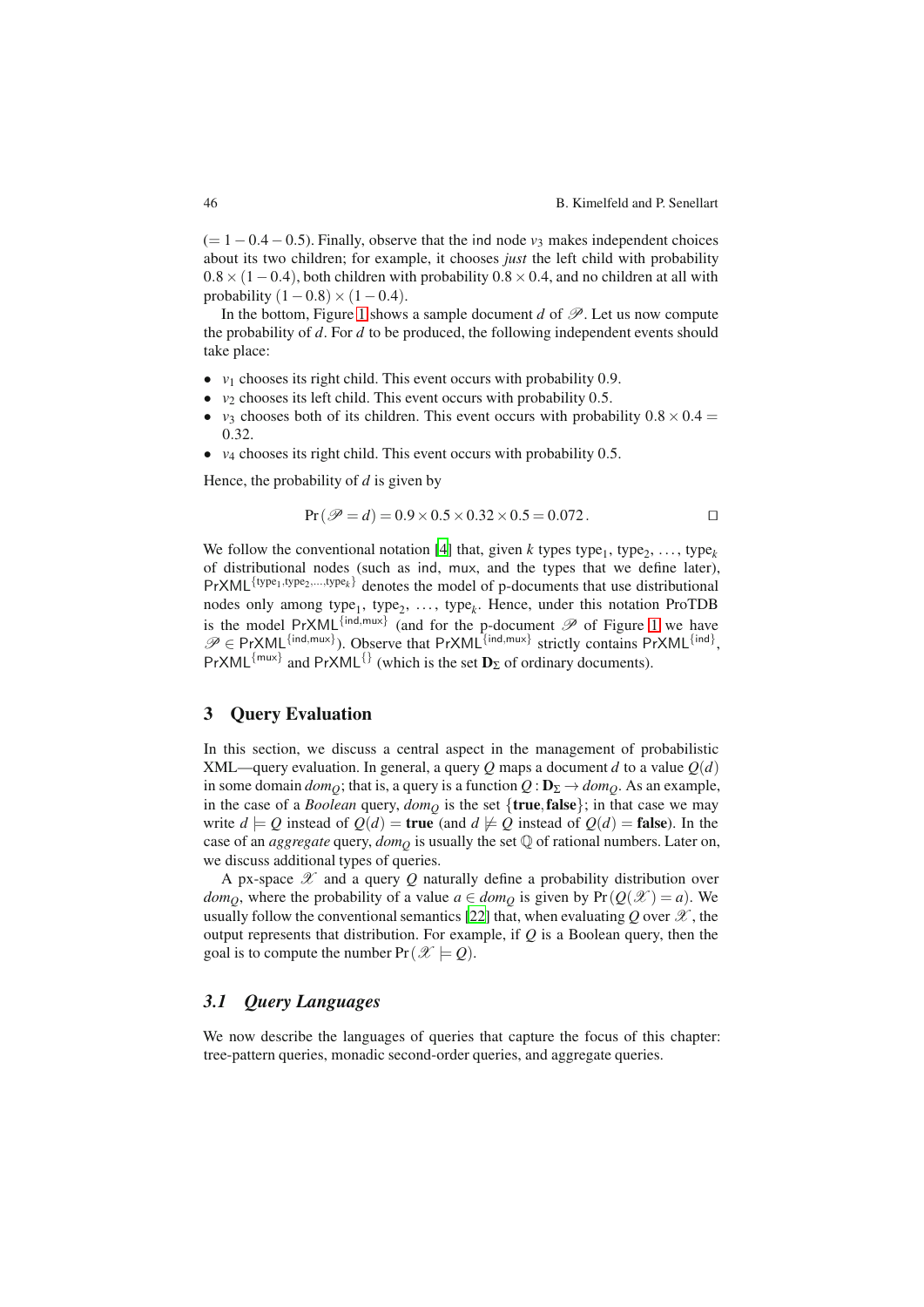$(= 1 - 0.4 - 0.5)$. Finally, observe that the ind node $v_3$ makes independent choices about its two children; for example, it chooses *just* the left child with probability $0.8 \times (1 - 0.4)$, both children with probability $0.8 \times 0.4$, and no children at all with probability $(1 - 0.8) \times (1 - 0.4)$.

In the bottom, Figure 1 shows a sample document $d$ of $\mathscr{P}$. Let us now compute the probability of $d$. For $d$ to be produced, the following independent events should take place:

- $v_1$ chooses its right child. This event occurs with probability 0.9.
- $v_2$ chooses its left child. This event occurs with probability 0.5.
- $v_3$ chooses both of its children. This event occurs with probability $0.8 \times 0.4 = 0.32$.
- $v_4$ chooses its right child. This event occurs with probability 0.5.

Hence, the probability of $d$ is given by

$$\Pr(\mathscr{P} = d) = 0.9 \times 0.5 \times 0.32 \times 0.5 = 0.072 . \qquad \square$$

We follow the conventional notation [4] that, given $k$ types $\mathsf{type}_1$, $\mathsf{type}_2$, ..., $\mathsf{type}_k$ of distributional nodes (such as ind, mux, and the types that we define later), $\mathsf{PrXML}^{\{\mathsf{type}_1,\mathsf{type}_2,\dots,\mathsf{type}_k\}}$ denotes the model of p-documents that use distributional nodes only among $\mathsf{type}_1$, $\mathsf{type}_2$, ..., $\mathsf{type}_k$. Hence, under this notation ProTDB is the model $\mathsf{PrXML}^{\{\mathsf{ind},\mathsf{mux}\}}$ (and for the p-document $\mathscr{P}$ of Figure 1 we have $\mathscr{P} \in \mathsf{PrXML}^{\{\mathsf{ind},\mathsf{mux}\}}$). Observe that $\mathsf{PrXML}^{\{\mathsf{ind},\mathsf{mux}\}}$ strictly contains $\mathsf{PrXML}^{\{\mathsf{ind}\}}$, $\mathsf{PrXML}^{\{\mathsf{mux}\}}$ and $\mathsf{PrXML}^{\{\}}$ (which is the set $\mathbf{D}_\Sigma$ of ordinary documents).

## 3 Query Evaluation

In this section, we discuss a central aspect in the management of probabilistic XML—query evaluation. In general, a query $Q$ maps a document $d$ to a value $Q(d)$ in some domain $dom_Q$; that is, a query is a function $Q : \mathbf{D}_\Sigma \to dom_Q$. As an example, in the case of a *Boolean* query, $dom_Q$ is the set $\{\mathbf{true}, \mathbf{false}\}$; in that case we may write $d \models Q$ instead of $Q(d) = \mathbf{true}$ (and $d \not\models Q$ instead of $Q(d) = \mathbf{false}$). In the case of an *aggregate* query, $dom_Q$ is usually the set $\mathbb{Q}$ of rational numbers. Later on, we discuss additional types of queries.

A px-space $\mathscr{X}$ and a query $Q$ naturally define a probability distribution over $dom_Q$, where the probability of a value $a \in dom_Q$ is given by $\Pr(Q(\mathscr{X}) = a)$. We usually follow the conventional semantics [22] that, when evaluating $Q$ over $\mathscr{X}$, the output represents that distribution. For example, if $Q$ is a Boolean query, then the goal is to compute the number $\Pr(\mathscr{X} \models Q)$.

### 3.1 *Query Languages*

We now describe the languages of queries that capture the focus of this chapter: tree-pattern queries, monadic second-order queries, and aggregate queries.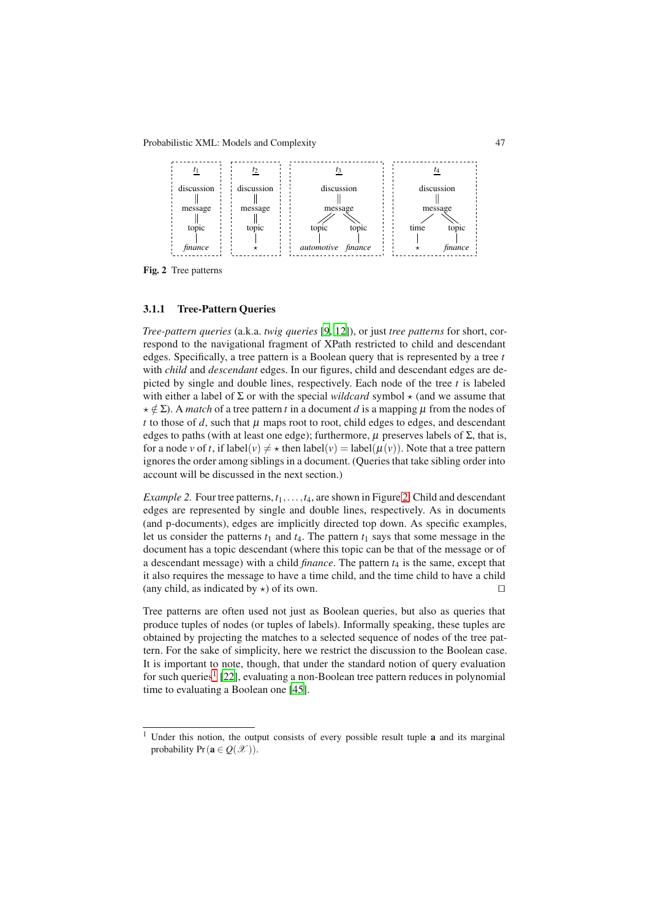Fig. 2 Tree patterns

### 3.1.1 Tree-Pattern Queries

*Tree-pattern queries* (a.k.a. *twig queries* [9, 12]), or just *tree patterns* for short, correspond to the navigational fragment of XPath restricted to child and descendant edges. Specifically, a tree pattern is a Boolean query that is represented by a tree $t$ with *child* and *descendant* edges. In our figures, child and descendant edges are depicted by single and double lines, respectively. Each node of the tree $t$ is labeled with either a label of $\Sigma$ or with the special *wildcard* symbol $\star$ (and we assume that $\star \notin \Sigma$). A *match* of a tree pattern $t$ in a document $d$ is a mapping $\mu$ from the nodes of $t$ to those of $d$, such that $\mu$ maps root to root, child edges to edges, and descendant edges to paths (with at least one edge); furthermore, $\mu$ preserves labels of $\Sigma$, that is, for a node $v$ of $t$, if $\text{label}(v) \neq \star$ then $\text{label}(v) = \text{label}(\mu(v))$. Note that a tree pattern ignores the order among siblings in a document. (Queries that take sibling order into account will be discussed in the next section.)

*Example 2.* Four tree patterns, $t_1, \ldots, t_4$, are shown in Figure 2. Child and descendant edges are represented by single and double lines, respectively. As in documents (and p-documents), edges are implicitly directed top down. As specific examples, let us consider the patterns $t_1$ and $t_4$. The pattern $t_1$ says that some message in the document has a topic descendant (where this topic can be that of the message or of a descendant message) with a child *finance*. The pattern $t_4$ is the same, except that it also requires the message to have a time child, and the time child to have a child (any child, as indicated by $\star$) of its own. □

Tree patterns are often used not just as Boolean queries, but also as queries that produce tuples of nodes (or tuples of labels). Informally speaking, these tuples are obtained by projecting the matches to a selected sequence of nodes of the tree pattern. For the sake of simplicity, here we restrict the discussion to the Boolean case. It is important to note, though, that under the standard notion of query evaluation for such queries[1] [22], evaluating a non-Boolean tree pattern reduces in polynomial time to evaluating a Boolean one [45].

---

[1] Under this notion, the output consists of every possible result tuple $\mathbf{a}$ and its marginal probability $\Pr(\mathbf{a} \in Q(\mathscr{X}))$.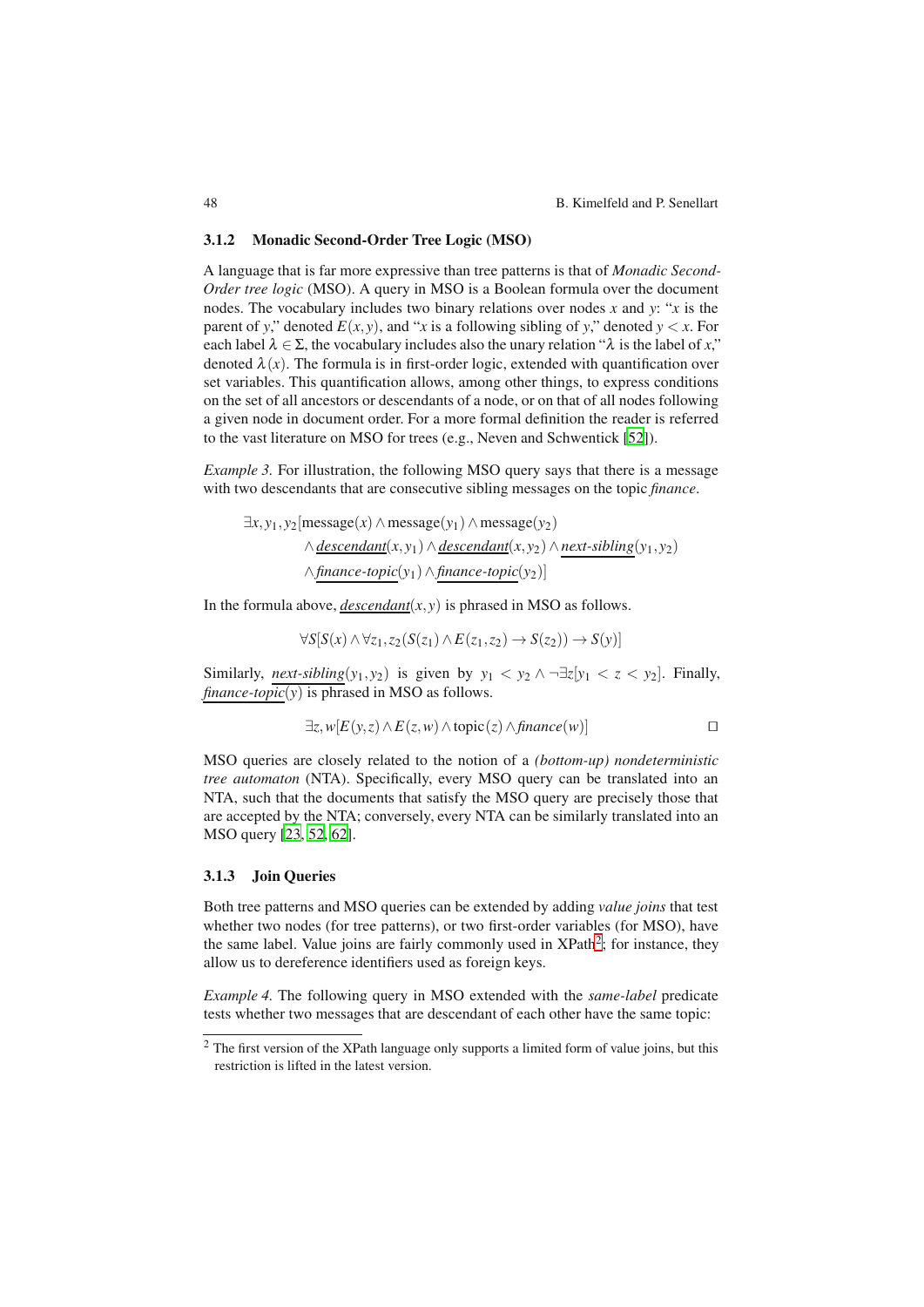### 3.1.2 Monadic Second-Order Tree Logic (MSO)

A language that is far more expressive than tree patterns is that of *Monadic Second-Order tree logic* (MSO). A query in MSO is a Boolean formula over the document nodes. The vocabulary includes two binary relations over nodes $x$ and $y$: "$x$ is the parent of $y$," denoted $E(x,y)$, and "$x$ is a following sibling of $y$," denoted $y < x$. For each label $\lambda \in \Sigma$, the vocabulary includes also the unary relation "$\lambda$ is the label of $x$," denoted $\lambda(x)$. The formula is in first-order logic, extended with quantification over set variables. This quantification allows, among other things, to express conditions on the set of all ancestors or descendants of a node, or on that of all nodes following a given node in document order. For a more formal definition the reader is referred to the vast literature on MSO for trees (e.g., Neven and Schwentick [52]).

*Example 3.* For illustration, the following MSO query says that there is a message with two descendants that are consecutive sibling messages on the topic *finance*.

$$\begin{aligned}\exists x, y_1, y_2 [&\text{message}(x) \wedge \text{message}(y_1) \wedge \text{message}(y_2) \\ &\wedge \underline{\textit{descendant}}(x, y_1) \wedge \underline{\textit{descendant}}(x, y_2) \wedge \underline{\textit{next-sibling}}(y_1, y_2) \\ &\wedge \underline{\textit{finance-topic}}(y_1) \wedge \underline{\textit{finance-topic}}(y_2)]\end{aligned}$$

In the formula above, $\underline{\textit{descendant}}(x,y)$ is phrased in MSO as follows.

$$\forall S [S(x) \wedge \forall z_1, z_2 (S(z_1) \wedge E(z_1, z_2) \rightarrow S(z_2)) \rightarrow S(y)]$$

Similarly, $\underline{\textit{next-sibling}}(y_1, y_2)$ is given by $y_1 < y_2 \wedge \neg \exists z [y_1 < z < y_2]$. Finally, $\underline{\textit{finance-topic}}(y)$ is phrased in MSO as follows.

$$\exists z, w [E(y,z) \wedge E(z,w) \wedge \text{topic}(z) \wedge \textit{finance}(w)] \qquad \square$$

MSO queries are closely related to the notion of a *(bottom-up) nondeterministic tree automaton* (NTA). Specifically, every MSO query can be translated into an NTA, such that the documents that satisfy the MSO query are precisely those that are accepted by the NTA; conversely, every NTA can be similarly translated into an MSO query [23, 52, 62].

### 3.1.3 Join Queries

Both tree patterns and MSO queries can be extended by adding *value joins* that test whether two nodes (for tree patterns), or two first-order variables (for MSO), have the same label. Value joins are fairly commonly used in XPath[2]; for instance, they allow us to dereference identifiers used as foreign keys.

*Example 4.* The following query in MSO extended with the *same-label* predicate tests whether two messages that are descendant of each other have the same topic:

[2] The first version of the XPath language only supports a limited form of value joins, but this restriction is lifted in the latest version.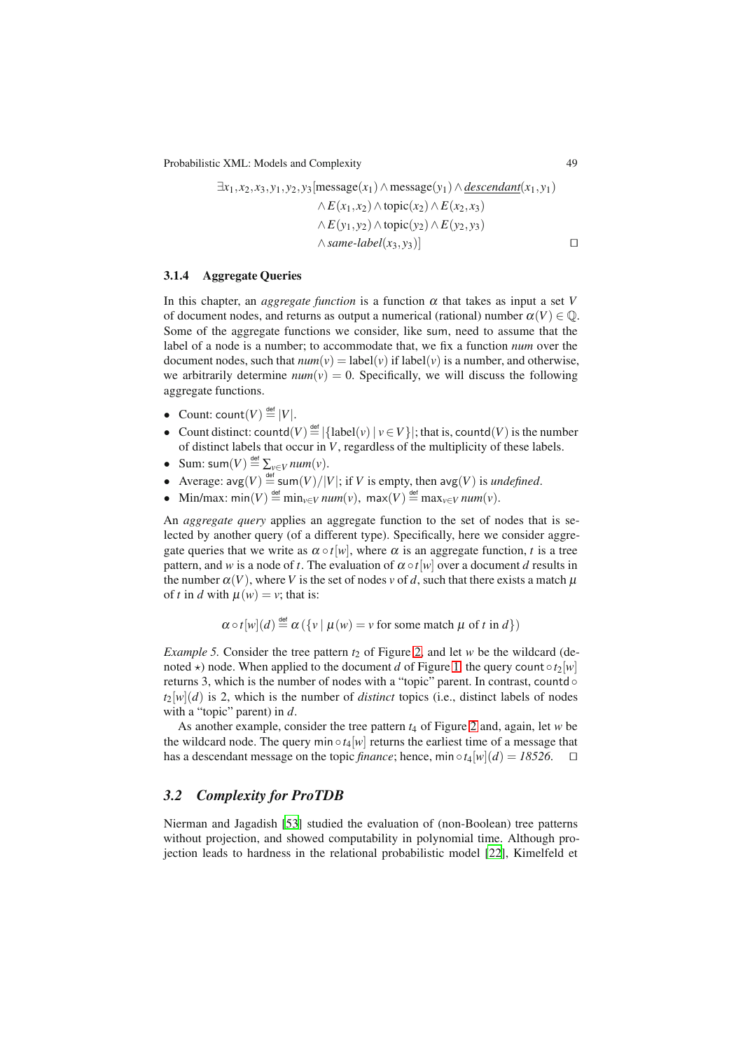$$\exists x_1, x_2, x_3, y_1, y_2, y_3[\text{message}(x_1) \wedge \text{message}(y_1) \wedge \underline{\textit{descendant}}(x_1, y_1) \\ \wedge E(x_1, x_2) \wedge \text{topic}(x_2) \wedge E(x_2, x_3) \\ \wedge E(y_1, y_2) \wedge \text{topic}(y_2) \wedge E(y_2, y_3) \\ \wedge \textit{same-label}(x_3, y_3)] \qquad \square$$

#### 3.1.4 Aggregate Queries

In this chapter, an *aggregate function* is a function $\alpha$ that takes as input a set $V$ of document nodes, and returns as output a numerical (rational) number $\alpha(V) \in \mathbb{Q}$. Some of the aggregate functions we consider, like sum, need to assume that the label of a node is a number; to accommodate that, we fix a function *num* over the document nodes, such that $\textit{num}(v) = \text{label}(v)$ if label$(v)$ is a number, and otherwise, we arbitrarily determine $\textit{num}(v) = 0$. Specifically, we will discuss the following aggregate functions.

- Count: $\mathsf{count}(V) \stackrel{\text{def}}{=} |V|$.
- Count distinct: $\mathsf{countd}(V) \stackrel{\text{def}}{=} |\{\text{label}(v) \mid v \in V\}|$; that is, $\mathsf{countd}(V)$ is the number of distinct labels that occur in $V$, regardless of the multiplicity of these labels.
- Sum: $\mathsf{sum}(V) \stackrel{\text{def}}{=} \sum_{v \in V} \textit{num}(v)$.
- Average: $\mathsf{avg}(V) \stackrel{\text{def}}{=} \mathsf{sum}(V)/|V|$; if $V$ is empty, then $\mathsf{avg}(V)$ is *undefined*.
- Min/max: $\mathsf{min}(V) \stackrel{\text{def}}{=} \min_{v \in V} \textit{num}(v)$, $\mathsf{max}(V) \stackrel{\text{def}}{=} \max_{v \in V} \textit{num}(v)$.

An *aggregate query* applies an aggregate function to the set of nodes that is selected by another query (of a different type). Specifically, here we consider aggregate queries that we write as $\alpha \circ t[w]$, where $\alpha$ is an aggregate function, $t$ is a tree pattern, and $w$ is a node of $t$. The evaluation of $\alpha \circ t[w]$ over a document $d$ results in the number $\alpha(V)$, where $V$ is the set of nodes $v$ of $d$, such that there exists a match $\mu$ of $t$ in $d$ with $\mu(w) = v$; that is:

$$\alpha \circ t[w](d) \stackrel{\text{def}}{=} \alpha\left(\{v \mid \mu(w) = v \text{ for some match } \mu \text{ of } t \text{ in } d\}\right)$$

*Example 5.* Consider the tree pattern $t_2$ of Figure 2, and let $w$ be the wildcard (denoted $\star$) node. When applied to the document $d$ of Figure 1, the query $\mathsf{count} \circ t_2[w]$ returns 3, which is the number of nodes with a "topic" parent. In contrast, $\mathsf{countd} \circ t_2[w](d)$ is 2, which is the number of *distinct* topics (i.e., distinct labels of nodes with a "topic" parent) in $d$.

As another example, consider the tree pattern $t_4$ of Figure 2 and, again, let $w$ be the wildcard node. The query $\mathsf{min} \circ t_4[w]$ returns the earliest time of a message that has a descendant message on the topic *finance*; hence, $\mathsf{min} \circ t_4[w](d) = 18526$. $\square$

### 3.2 Complexity for ProTDB

Nierman and Jagadish [53] studied the evaluation of (non-Boolean) tree patterns without projection, and showed computability in polynomial time. Although projection leads to hardness in the relational probabilistic model [22], Kimelfeld et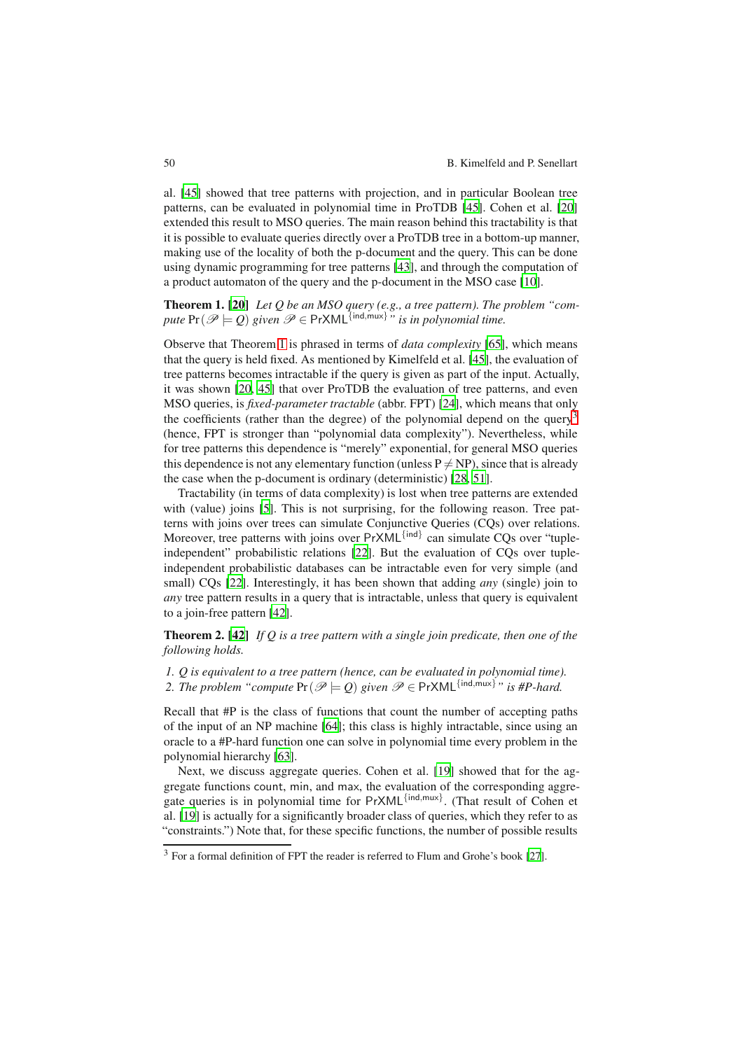al. [45] showed that tree patterns with projection, and in particular Boolean tree patterns, can be evaluated in polynomial time in ProTDB [45]. Cohen et al. [20] extended this result to MSO queries. The main reason behind this tractability is that it is possible to evaluate queries directly over a ProTDB tree in a bottom-up manner, making use of the locality of both the p-document and the query. This can be done using dynamic programming for tree patterns [43], and through the computation of a product automaton of the query and the p-document in the MSO case [10].

**Theorem 1. [20]** *Let Q be an MSO query (e.g., a tree pattern). The problem "compute* $\Pr(\mathscr{P} \models Q)$ *given* $\mathscr{P} \in \mathsf{PrXML}^{\{\mathsf{ind},\mathsf{mux}\}}$*" is in polynomial time.*

Observe that Theorem 1 is phrased in terms of *data complexity* [65], which means that the query is held fixed. As mentioned by Kimelfeld et al. [45], the evaluation of tree patterns becomes intractable if the query is given as part of the input. Actually, it was shown [20, 45] that over ProTDB the evaluation of tree patterns, and even MSO queries, is *fixed-parameter tractable* (abbr. FPT) [24], which means that only the coefficients (rather than the degree) of the polynomial depend on the query[3] (hence, FPT is stronger than "polynomial data complexity"). Nevertheless, while for tree patterns this dependence is "merely" exponential, for general MSO queries this dependence is not any elementary function (unless $\mathrm{P} \neq \mathrm{NP}$), since that is already the case when the p-document is ordinary (deterministic) [28, 51].

Tractability (in terms of data complexity) is lost when tree patterns are extended with (value) joins [5]. This is not surprising, for the following reason. Tree patterns with joins over trees can simulate Conjunctive Queries (CQs) over relations. Moreover, tree patterns with joins over $\mathsf{PrXML}^{\{\mathsf{ind}\}}$ can simulate CQs over "tuple-independent" probabilistic relations [22]. But the evaluation of CQs over tuple-independent probabilistic databases can be intractable even for very simple (and small) CQs [22]. Interestingly, it has been shown that adding *any* (single) join to *any* tree pattern results in a query that is intractable, unless that query is equivalent to a join-free pattern [42].

**Theorem 2. [42]** *If Q is a tree pattern with a single join predicate, then one of the following holds.*

1. *Q is equivalent to a tree pattern (hence, can be evaluated in polynomial time).*
2. *The problem "compute* $\Pr(\mathscr{P} \models Q)$ *given* $\mathscr{P} \in \mathsf{PrXML}^{\{\mathsf{ind},\mathsf{mux}\}}$*" is #P-hard.*

Recall that #P is the class of functions that count the number of accepting paths of the input of an NP machine [64]; this class is highly intractable, since using an oracle to a #P-hard function one can solve in polynomial time every problem in the polynomial hierarchy [63].

Next, we discuss aggregate queries. Cohen et al. [19] showed that for the aggregate functions count, min, and max, the evaluation of the corresponding aggregate queries is in polynomial time for $\mathsf{PrXML}^{\{\mathsf{ind},\mathsf{mux}\}}$. (That result of Cohen et al. [19] is actually for a significantly broader class of queries, which they refer to as "constraints.") Note that, for these specific functions, the number of possible results

[3] For a formal definition of FPT the reader is referred to Flum and Grohe's book [27].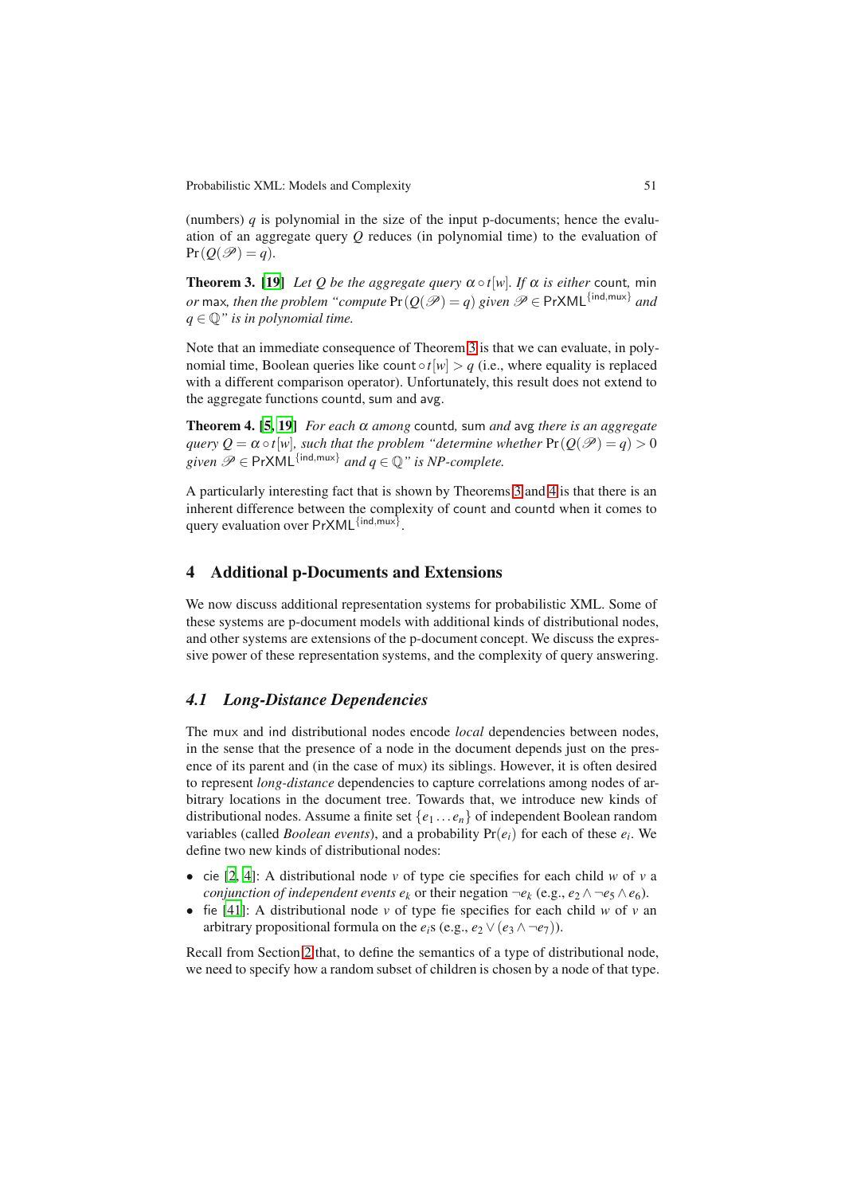(numbers) $q$ is polynomial in the size of the input p-documents; hence the evaluation of an aggregate query $Q$ reduces (in polynomial time) to the evaluation of $\Pr(Q(\mathscr{P}) = q)$.

**Theorem 3.** **[19]** *Let $Q$ be the aggregate query $\alpha \circ t[w]$. If $\alpha$ is either* count*,* min *or* max*, then the problem "compute $\Pr(Q(\mathscr{P}) = q)$ given $\mathscr{P} \in \mathsf{PrXML}^{\{\mathsf{ind},\mathsf{mux}\}}$ and $q \in \mathbb{Q}$" is in polynomial time.*

Note that an immediate consequence of Theorem 3 is that we can evaluate, in polynomial time, Boolean queries like $\mathsf{count} \circ t[w] > q$ (i.e., where equality is replaced with a different comparison operator). Unfortunately, this result does not extend to the aggregate functions countd, sum and avg.

**Theorem 4.** **[5, 19]** *For each $\alpha$ among* countd*,* sum *and* avg *there is an aggregate query $Q = \alpha \circ t[w]$, such that the problem "determine whether $\Pr(Q(\mathscr{P}) = q) > 0$ given $\mathscr{P} \in \mathsf{PrXML}^{\{\mathsf{ind},\mathsf{mux}\}}$ and $q \in \mathbb{Q}$" is NP-complete.*

A particularly interesting fact that is shown by Theorems 3 and 4 is that there is an inherent difference between the complexity of count and countd when it comes to query evaluation over $\mathsf{PrXML}^{\{\mathsf{ind},\mathsf{mux}\}}$.

## 4 Additional p-Documents and Extensions

We now discuss additional representation systems for probabilistic XML. Some of these systems are p-document models with additional kinds of distributional nodes, and other systems are extensions of the p-document concept. We discuss the expressive power of these representation systems, and the complexity of query answering.

### 4.1 Long-Distance Dependencies

The mux and ind distributional nodes encode *local* dependencies between nodes, in the sense that the presence of a node in the document depends just on the presence of its parent and (in the case of mux) its siblings. However, it is often desired to represent *long-distance* dependencies to capture correlations among nodes of arbitrary locations in the document tree. Towards that, we introduce new kinds of distributional nodes. Assume a finite set $\{e_1 \dots e_n\}$ of independent Boolean random variables (called *Boolean events*), and a probability $\Pr(e_i)$ for each of these $e_i$. We define two new kinds of distributional nodes:

- cie [2, 4]: A distributional node $v$ of type cie specifies for each child $w$ of $v$ a *conjunction of independent events* $e_k$ or their negation $\neg e_k$ (e.g., $e_2 \wedge \neg e_5 \wedge e_6$).
- fie [41]: A distributional node $v$ of type fie specifies for each child $w$ of $v$ an arbitrary propositional formula on the $e_i$s (e.g., $e_2 \vee (e_3 \wedge \neg e_7)$).

Recall from Section 2 that, to define the semantics of a type of distributional node, we need to specify how a random subset of children is chosen by a node of that type.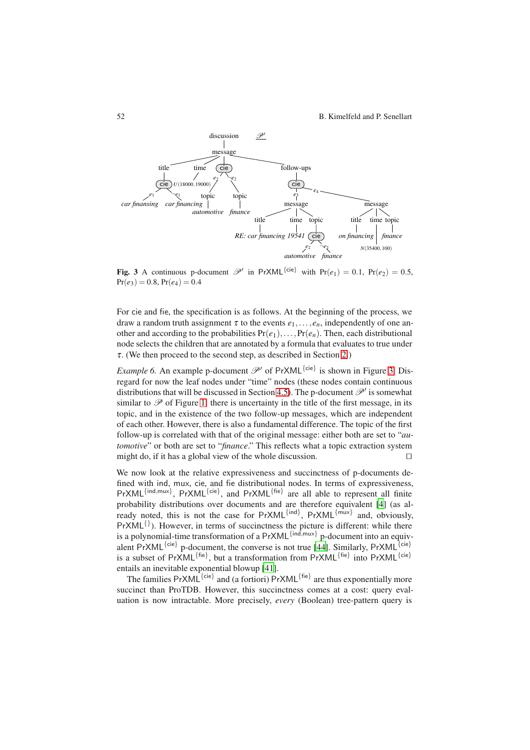**Fig. 3** A continuous p-document $\mathscr{P}'$ in $\mathsf{PrXML}^{\{\mathsf{cie}\}}$ with $\Pr(e_1) = 0.1$, $\Pr(e_2) = 0.5$, $\Pr(e_3) = 0.8$, $\Pr(e_4) = 0.4$

For cie and fie, the specification is as follows. At the beginning of the process, we draw a random truth assignment $\tau$ to the events $e_1, \ldots, e_n$, independently of one another and according to the probabilities $\Pr(e_1), \ldots, \Pr(e_n)$. Then, each distributional node selects the children that are annotated by a formula that evaluates to true under $\tau$. (We then proceed to the second step, as described in Section 2.)

*Example 6.* An example p-document $\mathscr{P}'$ of $\mathsf{PrXML}^{\{\mathsf{cie}\}}$ is shown in Figure 3. Disregard for now the leaf nodes under "time" nodes (these nodes contain continuous distributions that will be discussed in Section 4.5). The p-document $\mathscr{P}'$ is somewhat similar to $\mathscr{P}$ of Figure 1: there is uncertainty in the title of the first message, in its topic, and in the existence of the two follow-up messages, which are independent of each other. However, there is also a fundamental difference. The topic of the first follow-up is correlated with that of the original message: either both are set to "*automotive*" or both are set to "*finance*." This reflects what a topic extraction system might do, if it has a global view of the whole discussion. □

We now look at the relative expressiveness and succinctness of p-documents defined with ind, mux, cie, and fie distributional nodes. In terms of expressiveness, $\mathsf{PrXML}^{\{\mathsf{ind},\mathsf{mux}\}}$, $\mathsf{PrXML}^{\{\mathsf{cie}\}}$, and $\mathsf{PrXML}^{\{\mathsf{fie}\}}$ are all able to represent all finite probability distributions over documents and are therefore equivalent [4] (as already noted, this is not the case for $\mathsf{PrXML}^{\{\mathsf{ind}\}}$, $\mathsf{PrXML}^{\{\mathsf{mux}\}}$ and, obviously, $\mathsf{PrXML}^{\{\}}$). However, in terms of succinctness the picture is different: while there is a polynomial-time transformation of a $\mathsf{PrXML}^{\{\mathsf{ind},\mathsf{mux}\}}$ p-document into an equivalent $\mathsf{PrXML}^{\{\mathsf{cie}\}}$ p-document, the converse is not true [44]. Similarly, $\mathsf{PrXML}^{\{\mathsf{cie}\}}$ is a subset of $\mathsf{PrXML}^{\{\mathsf{fie}\}}$, but a transformation from $\mathsf{PrXML}^{\{\mathsf{fie}\}}$ into $\mathsf{PrXML}^{\{\mathsf{cie}\}}$ entails an inevitable exponential blowup [41].

The families $\mathsf{PrXML}^{\{\mathsf{cie}\}}$ and (a fortiori) $\mathsf{PrXML}^{\{\mathsf{fie}\}}$ are thus exponentially more succinct than ProTDB. However, this succinctness comes at a cost: query evaluation is now intractable. More precisely, *every* (Boolean) tree-pattern query is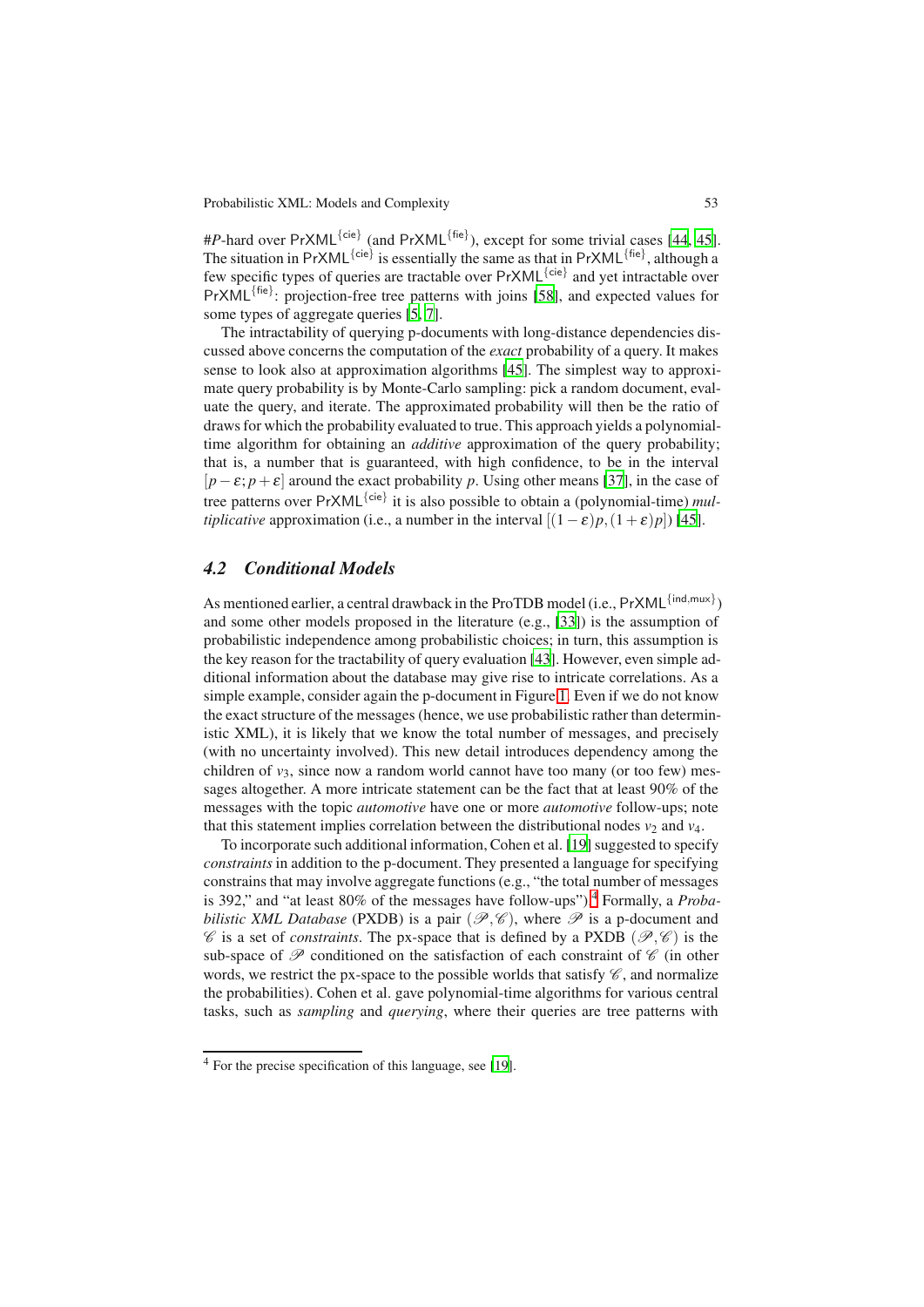#*P*-hard over $\mathsf{PrXML}^{\{\mathsf{cie}\}}$ (and $\mathsf{PrXML}^{\{\mathsf{fie}\}}$), except for some trivial cases [44, 45]. The situation in $\mathsf{PrXML}^{\{\mathsf{cie}\}}$ is essentially the same as that in $\mathsf{PrXML}^{\{\mathsf{fie}\}}$, although a few specific types of queries are tractable over $\mathsf{PrXML}^{\{\mathsf{cie}\}}$ and yet intractable over $\mathsf{PrXML}^{\{\mathsf{fie}\}}$: projection-free tree patterns with joins [58], and expected values for some types of aggregate queries [5, 7].

The intractability of querying p-documents with long-distance dependencies discussed above concerns the computation of the *exact* probability of a query. It makes sense to look also at approximation algorithms [45]. The simplest way to approximate query probability is by Monte-Carlo sampling: pick a random document, evaluate the query, and iterate. The approximated probability will then be the ratio of draws for which the probability evaluated to true. This approach yields a polynomial-time algorithm for obtaining an *additive* approximation of the query probability; that is, a number that is guaranteed, with high confidence, to be in the interval $[p-\varepsilon; p+\varepsilon]$ around the exact probability $p$. Using other means [37], in the case of tree patterns over $\mathsf{PrXML}^{\{\mathsf{cie}\}}$ it is also possible to obtain a (polynomial-time) *multiplicative* approximation (i.e., a number in the interval $[(1-\varepsilon)p, (1+\varepsilon)p]$) [45].

## 4.2 Conditional Models

As mentioned earlier, a central drawback in the ProTDB model (i.e., $\mathsf{PrXML}^{\{\mathsf{ind},\mathsf{mux}\}}$) and some other models proposed in the literature (e.g., [33]) is the assumption of probabilistic independence among probabilistic choices; in turn, this assumption is the key reason for the tractability of query evaluation [43]. However, even simple additional information about the database may give rise to intricate correlations. As a simple example, consider again the p-document in Figure 1. Even if we do not know the exact structure of the messages (hence, we use probabilistic rather than deterministic XML), it is likely that we know the total number of messages, and precisely (with no uncertainty involved). This new detail introduces dependency among the children of $v_3$, since now a random world cannot have too many (or too few) messages altogether. A more intricate statement can be the fact that at least 90% of the messages with the topic *automotive* have one or more *automotive* follow-ups; note that this statement implies correlation between the distributional nodes $v_2$ and $v_4$.

To incorporate such additional information, Cohen et al. [19] suggested to specify *constraints* in addition to the p-document. They presented a language for specifying constrains that may involve aggregate functions (e.g., "the total number of messages is 392," and "at least 80% of the messages have follow-ups").[4] Formally, a *Probabilistic XML Database* (PXDB) is a pair $(\mathscr{P},\mathscr{C})$, where $\mathscr{P}$ is a p-document and $\mathscr{C}$ is a set of *constraints*. The px-space that is defined by a PXDB $(\mathscr{P},\mathscr{C})$ is the sub-space of $\mathscr{P}$ conditioned on the satisfaction of each constraint of $\mathscr{C}$ (in other words, we restrict the px-space to the possible worlds that satisfy $\mathscr{C}$, and normalize the probabilities). Cohen et al. gave polynomial-time algorithms for various central tasks, such as *sampling* and *querying*, where their queries are tree patterns with

[4] For the precise specification of this language, see [19].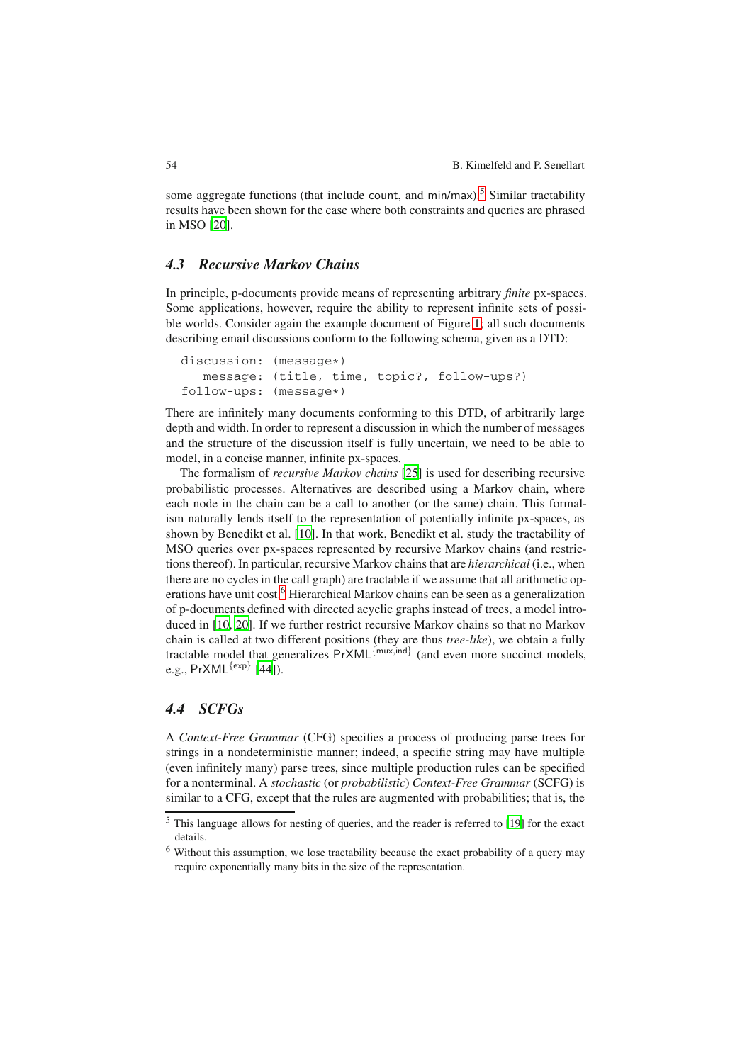some aggregate functions (that include count, and min/max).[5] Similar tractability results have been shown for the case where both constraints and queries are phrased in MSO [20].

### 4.3 Recursive Markov Chains

In principle, p-documents provide means of representing arbitrary *finite* px-spaces. Some applications, however, require the ability to represent infinite sets of possible worlds. Consider again the example document of Figure 1; all such documents describing email discussions conform to the following schema, given as a DTD:

```
discussion: (message*)
   message: (title, time, topic?, follow-ups?)
follow-ups: (message*)
```

There are infinitely many documents conforming to this DTD, of arbitrarily large depth and width. In order to represent a discussion in which the number of messages and the structure of the discussion itself is fully uncertain, we need to be able to model, in a concise manner, infinite px-spaces.

The formalism of *recursive Markov chains* [25] is used for describing recursive probabilistic processes. Alternatives are described using a Markov chain, where each node in the chain can be a call to another (or the same) chain. This formalism naturally lends itself to the representation of potentially infinite px-spaces, as shown by Benedikt et al. [10]. In that work, Benedikt et al. study the tractability of MSO queries over px-spaces represented by recursive Markov chains (and restrictions thereof). In particular, recursive Markov chains that are *hierarchical* (i.e., when there are no cycles in the call graph) are tractable if we assume that all arithmetic operations have unit cost.[6] Hierarchical Markov chains can be seen as a generalization of p-documents defined with directed acyclic graphs instead of trees, a model introduced in [10, 20]. If we further restrict recursive Markov chains so that no Markov chain is called at two different positions (they are thus *tree-like*), we obtain a fully tractable model that generalizes $\mathsf{PrXML}^{\{\mathsf{mux},\mathsf{ind}\}}$ (and even more succinct models, e.g., $\mathsf{PrXML}^{\{\mathsf{exp}\}}$ [44]).

### 4.4 SCFGs

A *Context-Free Grammar* (CFG) specifies a process of producing parse trees for strings in a nondeterministic manner; indeed, a specific string may have multiple (even infinitely many) parse trees, since multiple production rules can be specified for a nonterminal. A *stochastic* (or *probabilistic*) *Context-Free Grammar* (SCFG) is similar to a CFG, except that the rules are augmented with probabilities; that is, the

[5] This language allows for nesting of queries, and the reader is referred to [19] for the exact details.

[6] Without this assumption, we lose tractability because the exact probability of a query may require exponentially many bits in the size of the representation.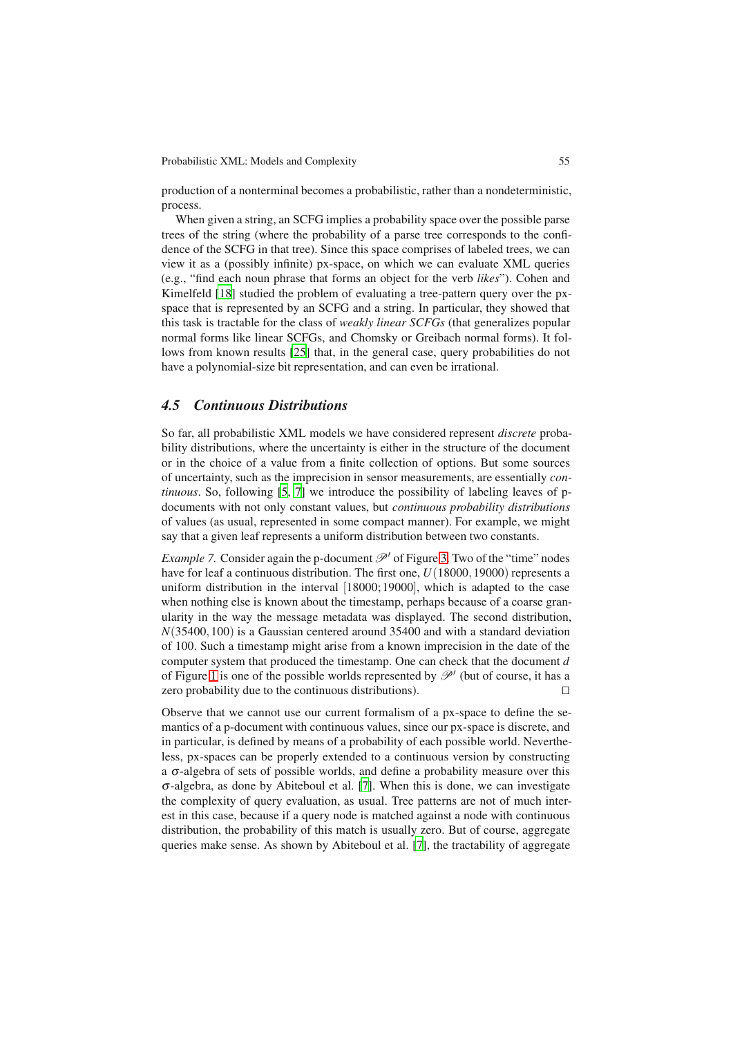production of a nonterminal becomes a probabilistic, rather than a nondeterministic, process.

When given a string, an SCFG implies a probability space over the possible parse trees of the string (where the probability of a parse tree corresponds to the confidence of the SCFG in that tree). Since this space comprises of labeled trees, we can view it as a (possibly infinite) px-space, on which we can evaluate XML queries (e.g., "find each noun phrase that forms an object for the verb *likes*"). Cohen and Kimelfeld [18] studied the problem of evaluating a tree-pattern query over the px-space that is represented by an SCFG and a string. In particular, they showed that this task is tractable for the class of *weakly linear SCFGs* (that generalizes popular normal forms like linear SCFGs, and Chomsky or Greibach normal forms). It follows from known results [25] that, in the general case, query probabilities do not have a polynomial-size bit representation, and can even be irrational.

### *4.5 Continuous Distributions*

So far, all probabilistic XML models we have considered represent *discrete* probability distributions, where the uncertainty is either in the structure of the document or in the choice of a value from a finite collection of options. But some sources of uncertainty, such as the imprecision in sensor measurements, are essentially *continuous*. So, following [5, 7] we introduce the possibility of labeling leaves of p-documents with not only constant values, but *continuous probability distributions* of values (as usual, represented in some compact manner). For example, we might say that a given leaf represents a uniform distribution between two constants.

*Example 7.* Consider again the p-document $\mathscr{P}'$ of Figure 3. Two of the "time" nodes have for leaf a continuous distribution. The first one, $U(18000,19000)$ represents a uniform distribution in the interval $[18000;19000]$, which is adapted to the case when nothing else is known about the timestamp, perhaps because of a coarse granularity in the way the message metadata was displayed. The second distribution, $N(35400,100)$ is a Gaussian centered around 35400 and with a standard deviation of 100. Such a timestamp might arise from a known imprecision in the date of the computer system that produced the timestamp. One can check that the document $d$ of Figure 1 is one of the possible worlds represented by $\mathscr{P}'$ (but of course, it has a zero probability due to the continuous distributions). □

Observe that we cannot use our current formalism of a px-space to define the semantics of a p-document with continuous values, since our px-space is discrete, and in particular, is defined by means of a probability of each possible world. Nevertheless, px-spaces can be properly extended to a continuous version by constructing a $\sigma$-algebra of sets of possible worlds, and define a probability measure over this $\sigma$-algebra, as done by Abiteboul et al. [7]. When this is done, we can investigate the complexity of query evaluation, as usual. Tree patterns are not of much interest in this case, because if a query node is matched against a node with continuous distribution, the probability of this match is usually zero. But of course, aggregate queries make sense. As shown by Abiteboul et al. [7], the tractability of aggregate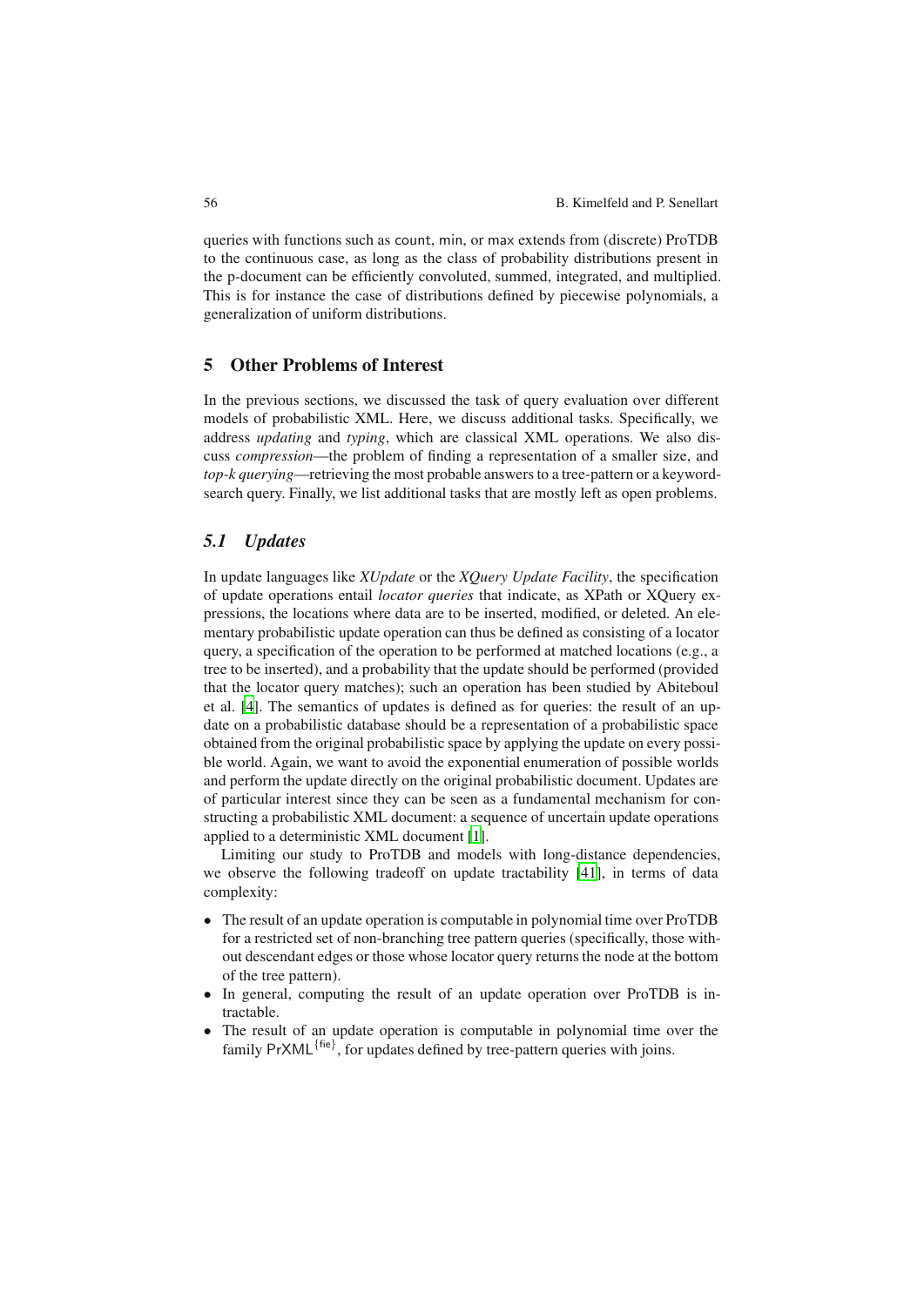queries with functions such as count, min, or max extends from (discrete) ProTDB to the continuous case, as long as the class of probability distributions present in the p-document can be efficiently convoluted, summed, integrated, and multiplied. This is for instance the case of distributions defined by piecewise polynomials, a generalization of uniform distributions.

## 5 Other Problems of Interest

In the previous sections, we discussed the task of query evaluation over different models of probabilistic XML. Here, we discuss additional tasks. Specifically, we address *updating* and *typing*, which are classical XML operations. We also discuss *compression*—the problem of finding a representation of a smaller size, and *top-k querying*—retrieving the most probable answers to a tree-pattern or a keyword-search query. Finally, we list additional tasks that are mostly left as open problems.

### 5.1 Updates

In update languages like *XUpdate* or the *XQuery Update Facility*, the specification of update operations entail *locator queries* that indicate, as XPath or XQuery expressions, the locations where data are to be inserted, modified, or deleted. An elementary probabilistic update operation can thus be defined as consisting of a locator query, a specification of the operation to be performed at matched locations (e.g., a tree to be inserted), and a probability that the update should be performed (provided that the locator query matches); such an operation has been studied by Abiteboul et al. [4]. The semantics of updates is defined as for queries: the result of an update on a probabilistic database should be a representation of a probabilistic space obtained from the original probabilistic space by applying the update on every possible world. Again, we want to avoid the exponential enumeration of possible worlds and perform the update directly on the original probabilistic document. Updates are of particular interest since they can be seen as a fundamental mechanism for constructing a probabilistic XML document: a sequence of uncertain update operations applied to a deterministic XML document [1].

Limiting our study to ProTDB and models with long-distance dependencies, we observe the following tradeoff on update tractability [41], in terms of data complexity:

- The result of an update operation is computable in polynomial time over ProTDB for a restricted set of non-branching tree pattern queries (specifically, those without descendant edges or those whose locator query returns the node at the bottom of the tree pattern).
- In general, computing the result of an update operation over ProTDB is intractable.
- The result of an update operation is computable in polynomial time over the family $\mathsf{PrXML}^{\{\mathsf{fie}\}}$, for updates defined by tree-pattern queries with joins.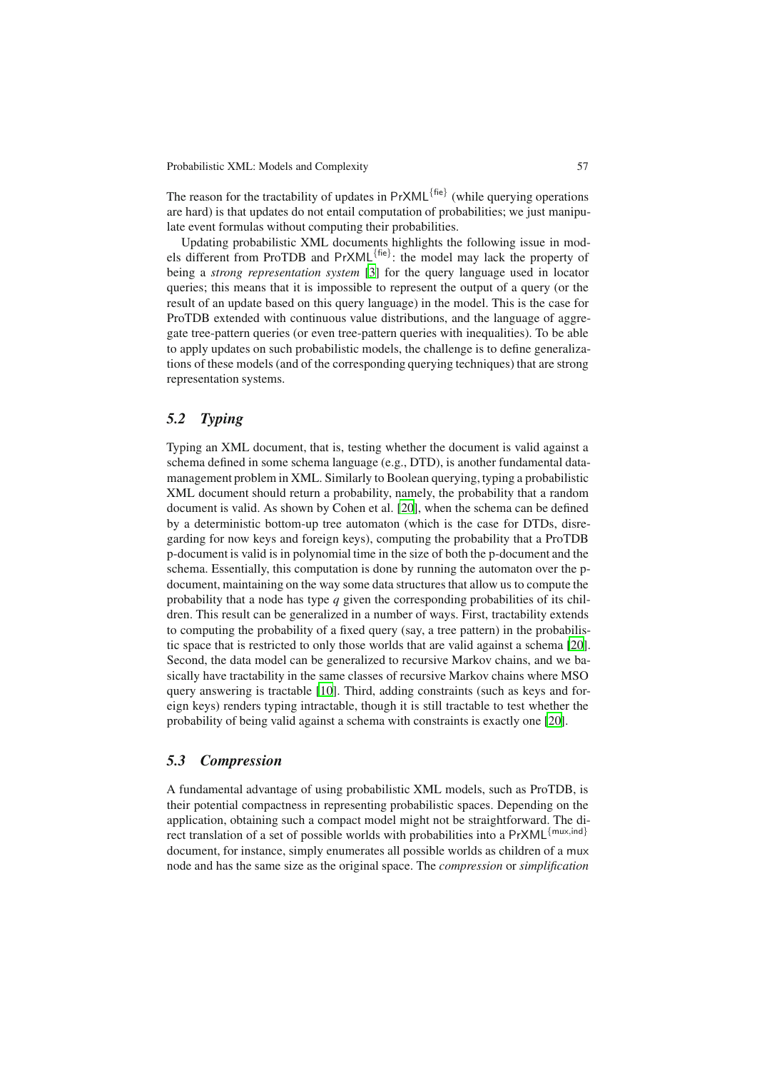The reason for the tractability of updates in $\mathsf{PrXML}^{\{\mathsf{fie}\}}$ (while querying operations are hard) is that updates do not entail computation of probabilities; we just manipulate event formulas without computing their probabilities.

Updating probabilistic XML documents highlights the following issue in models different from ProTDB and $\mathsf{PrXML}^{\{\mathsf{fie}\}}$: the model may lack the property of being a *strong representation system* [3] for the query language used in locator queries; this means that it is impossible to represent the output of a query (or the result of an update based on this query language) in the model. This is the case for ProTDB extended with continuous value distributions, and the language of aggregate tree-pattern queries (or even tree-pattern queries with inequalities). To be able to apply updates on such probabilistic models, the challenge is to define generalizations of these models (and of the corresponding querying techniques) that are strong representation systems.

## 5.2 Typing

Typing an XML document, that is, testing whether the document is valid against a schema defined in some schema language (e.g., DTD), is another fundamental data-management problem in XML. Similarly to Boolean querying, typing a probabilistic XML document should return a probability, namely, the probability that a random document is valid. As shown by Cohen et al. [20], when the schema can be defined by a deterministic bottom-up tree automaton (which is the case for DTDs, disregarding for now keys and foreign keys), computing the probability that a ProTDB p-document is valid is in polynomial time in the size of both the p-document and the schema. Essentially, this computation is done by running the automaton over the p-document, maintaining on the way some data structures that allow us to compute the probability that a node has type $q$ given the corresponding probabilities of its children. This result can be generalized in a number of ways. First, tractability extends to computing the probability of a fixed query (say, a tree pattern) in the probabilistic space that is restricted to only those worlds that are valid against a schema [20]. Second, the data model can be generalized to recursive Markov chains, and we basically have tractability in the same classes of recursive Markov chains where MSO query answering is tractable [10]. Third, adding constraints (such as keys and foreign keys) renders typing intractable, though it is still tractable to test whether the probability of being valid against a schema with constraints is exactly one [20].

## 5.3 Compression

A fundamental advantage of using probabilistic XML models, such as ProTDB, is their potential compactness in representing probabilistic spaces. Depending on the application, obtaining such a compact model might not be straightforward. The direct translation of a set of possible worlds with probabilities into a $\mathsf{PrXML}^{\{\mathsf{mux},\mathsf{ind}\}}$ document, for instance, simply enumerates all possible worlds as children of a mux node and has the same size as the original space. The *compression* or *simplification*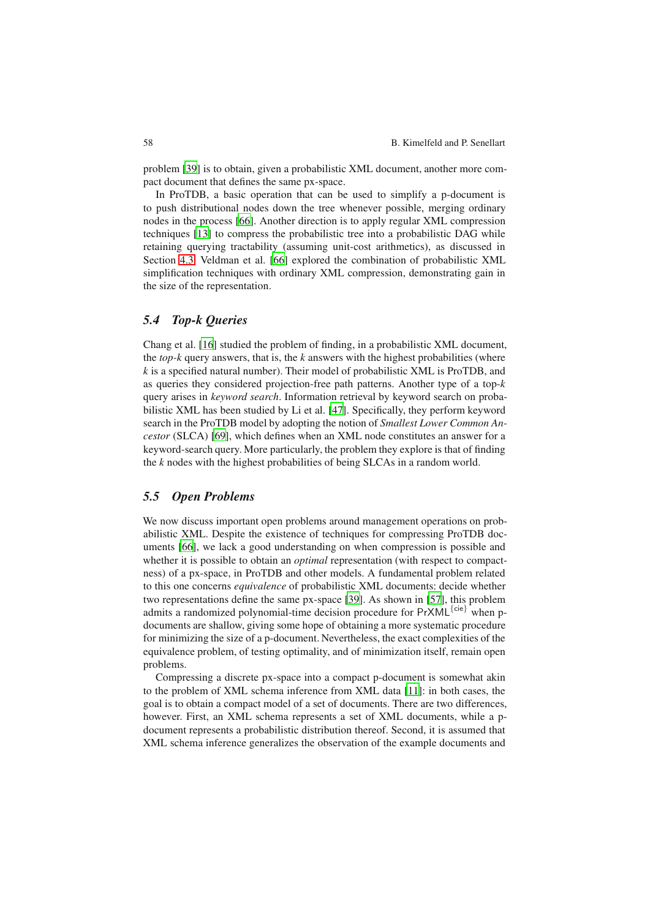problem [39] is to obtain, given a probabilistic XML document, another more compact document that defines the same px-space.

In ProTDB, a basic operation that can be used to simplify a p-document is to push distributional nodes down the tree whenever possible, merging ordinary nodes in the process [66]. Another direction is to apply regular XML compression techniques [13] to compress the probabilistic tree into a probabilistic DAG while retaining querying tractability (assuming unit-cost arithmetics), as discussed in Section 4.3. Veldman et al. [66] explored the combination of probabilistic XML simplification techniques with ordinary XML compression, demonstrating gain in the size of the representation.

### *5.4 Top-k Queries*

Chang et al. [16] studied the problem of finding, in a probabilistic XML document, the *top-k* query answers, that is, the $k$ answers with the highest probabilities (where $k$ is a specified natural number). Their model of probabilistic XML is ProTDB, and as queries they considered projection-free path patterns. Another type of a top-$k$ query arises in *keyword search*. Information retrieval by keyword search on probabilistic XML has been studied by Li et al. [47]. Specifically, they perform keyword search in the ProTDB model by adopting the notion of *Smallest Lower Common Ancestor* (SLCA) [69], which defines when an XML node constitutes an answer for a keyword-search query. More particularly, the problem they explore is that of finding the $k$ nodes with the highest probabilities of being SLCAs in a random world.

### *5.5 Open Problems*

We now discuss important open problems around management operations on probabilistic XML. Despite the existence of techniques for compressing ProTDB documents [66], we lack a good understanding on when compression is possible and whether it is possible to obtain an *optimal* representation (with respect to compactness) of a px-space, in ProTDB and other models. A fundamental problem related to this one concerns *equivalence* of probabilistic XML documents: decide whether two representations define the same px-space [39]. As shown in [57], this problem admits a randomized polynomial-time decision procedure for $\mathsf{PrXML}^{\{\mathsf{cie}\}}$ when p-documents are shallow, giving some hope of obtaining a more systematic procedure for minimizing the size of a p-document. Nevertheless, the exact complexities of the equivalence problem, of testing optimality, and of minimization itself, remain open problems.

Compressing a discrete px-space into a compact p-document is somewhat akin to the problem of XML schema inference from XML data [11]: in both cases, the goal is to obtain a compact model of a set of documents. There are two differences, however. First, an XML schema represents a set of XML documents, while a p-document represents a probabilistic distribution thereof. Second, it is assumed that XML schema inference generalizes the observation of the example documents and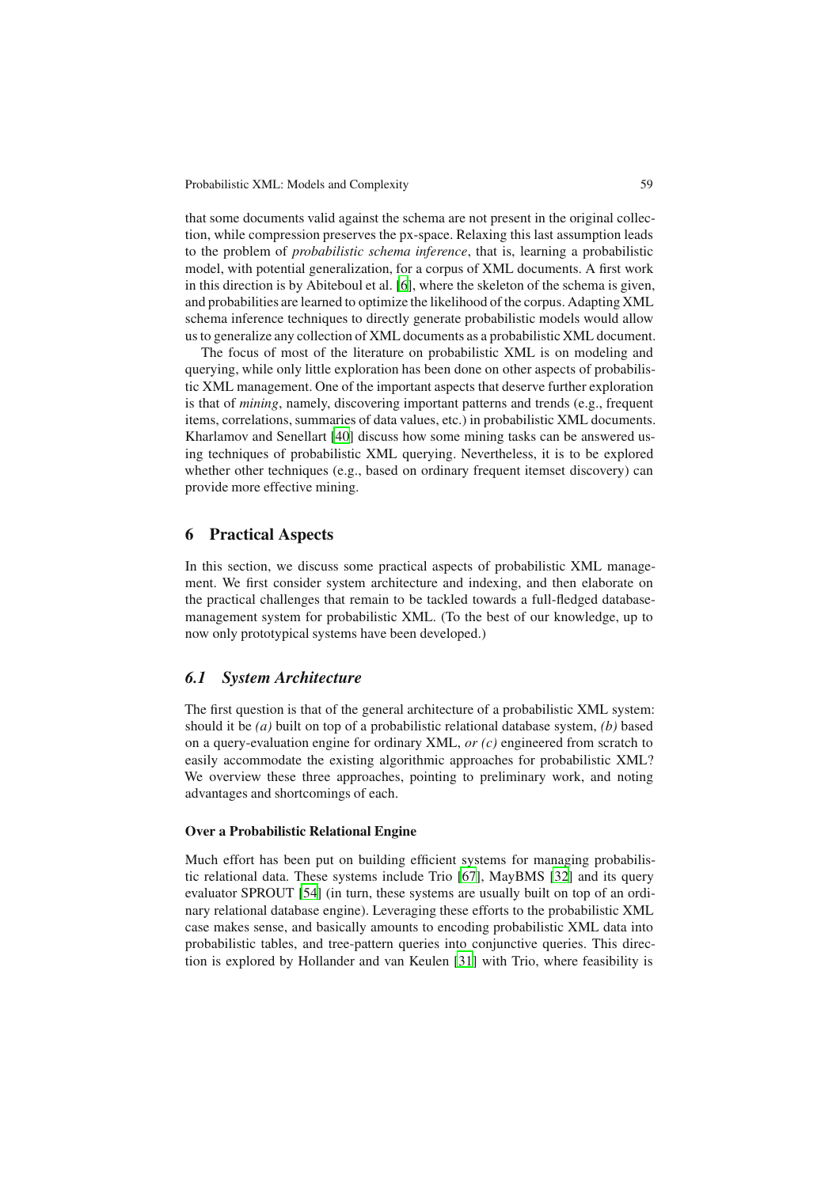that some documents valid against the schema are not present in the original collection, while compression preserves the px-space. Relaxing this last assumption leads to the problem of *probabilistic schema inference*, that is, learning a probabilistic model, with potential generalization, for a corpus of XML documents. A first work in this direction is by Abiteboul et al. [6], where the skeleton of the schema is given, and probabilities are learned to optimize the likelihood of the corpus. Adapting XML schema inference techniques to directly generate probabilistic models would allow us to generalize any collection of XML documents as a probabilistic XML document.

The focus of most of the literature on probabilistic XML is on modeling and querying, while only little exploration has been done on other aspects of probabilistic XML management. One of the important aspects that deserve further exploration is that of *mining*, namely, discovering important patterns and trends (e.g., frequent items, correlations, summaries of data values, etc.) in probabilistic XML documents. Kharlamov and Senellart [40] discuss how some mining tasks can be answered using techniques of probabilistic XML querying. Nevertheless, it is to be explored whether other techniques (e.g., based on ordinary frequent itemset discovery) can provide more effective mining.

## 6 Practical Aspects

In this section, we discuss some practical aspects of probabilistic XML management. We first consider system architecture and indexing, and then elaborate on the practical challenges that remain to be tackled towards a full-fledged database-management system for probabilistic XML. (To the best of our knowledge, up to now only prototypical systems have been developed.)

### *6.1 System Architecture*

The first question is that of the general architecture of a probabilistic XML system: should it be *(a)* built on top of a probabilistic relational database system, *(b)* based on a query-evaluation engine for ordinary XML, *or (c)* engineered from scratch to easily accommodate the existing algorithmic approaches for probabilistic XML? We overview these three approaches, pointing to preliminary work, and noting advantages and shortcomings of each.

#### Over a Probabilistic Relational Engine

Much effort has been put on building efficient systems for managing probabilistic relational data. These systems include Trio [67], MayBMS [32] and its query evaluator SPROUT [54] (in turn, these systems are usually built on top of an ordinary relational database engine). Leveraging these efforts to the probabilistic XML case makes sense, and basically amounts to encoding probabilistic XML data into probabilistic tables, and tree-pattern queries into conjunctive queries. This direction is explored by Hollander and van Keulen [31] with Trio, where feasibility is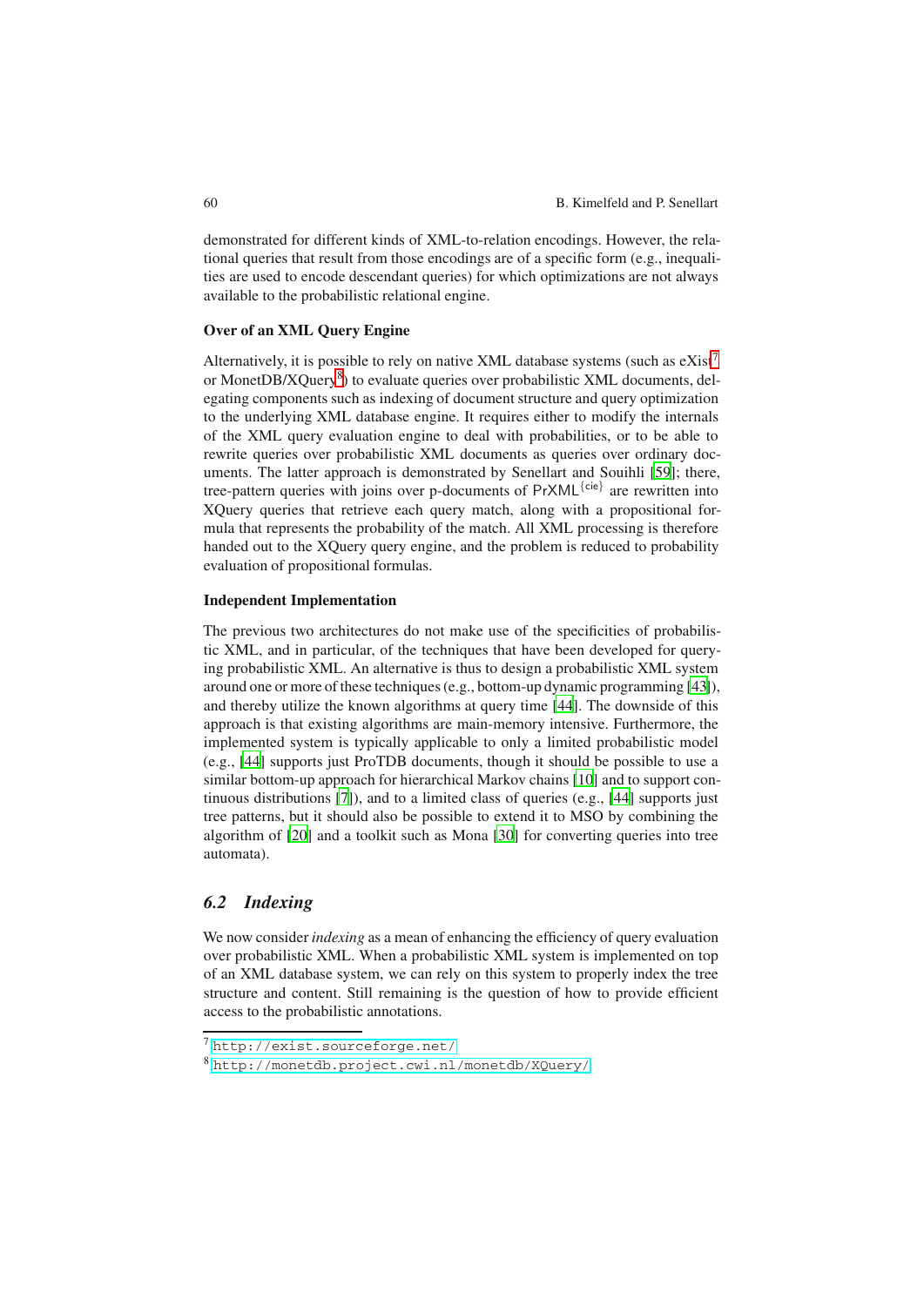demonstrated for different kinds of XML-to-relation encodings. However, the relational queries that result from those encodings are of a specific form (e.g., inequalities are used to encode descendant queries) for which optimizations are not always available to the probabilistic relational engine.

**Over of an XML Query Engine**

Alternatively, it is possible to rely on native XML database systems (such as eXist[7] or MonetDB/XQuery[8]) to evaluate queries over probabilistic XML documents, delegating components such as indexing of document structure and query optimization to the underlying XML database engine. It requires either to modify the internals of the XML query evaluation engine to deal with probabilities, or to be able to rewrite queries over probabilistic XML documents as queries over ordinary documents. The latter approach is demonstrated by Senellart and Souihli [59]; there, tree-pattern queries with joins over p-documents of $\mathsf{PrXML}^{\{\mathsf{cie}\}}$ are rewritten into XQuery queries that retrieve each query match, along with a propositional formula that represents the probability of the match. All XML processing is therefore handed out to the XQuery query engine, and the problem is reduced to probability evaluation of propositional formulas.

**Independent Implementation**

The previous two architectures do not make use of the specificities of probabilistic XML, and in particular, of the techniques that have been developed for querying probabilistic XML. An alternative is thus to design a probabilistic XML system around one or more of these techniques (e.g., bottom-up dynamic programming [43]), and thereby utilize the known algorithms at query time [44]. The downside of this approach is that existing algorithms are main-memory intensive. Furthermore, the implemented system is typically applicable to only a limited probabilistic model (e.g., [44] supports just ProTDB documents, though it should be possible to use a similar bottom-up approach for hierarchical Markov chains [10] and to support continuous distributions [7]), and to a limited class of queries (e.g., [44] supports just tree patterns, but it should also be possible to extend it to MSO by combining the algorithm of [20] and a toolkit such as Mona [30] for converting queries into tree automata).

## 6.2 Indexing

We now consider *indexing* as a mean of enhancing the efficiency of query evaluation over probabilistic XML. When a probabilistic XML system is implemented on top of an XML database system, we can rely on this system to properly index the tree structure and content. Still remaining is the question of how to provide efficient access to the probabilistic annotations.

[7] http://exist.sourceforge.net/

[8] http://monetdb.project.cwi.nl/monetdb/XQuery/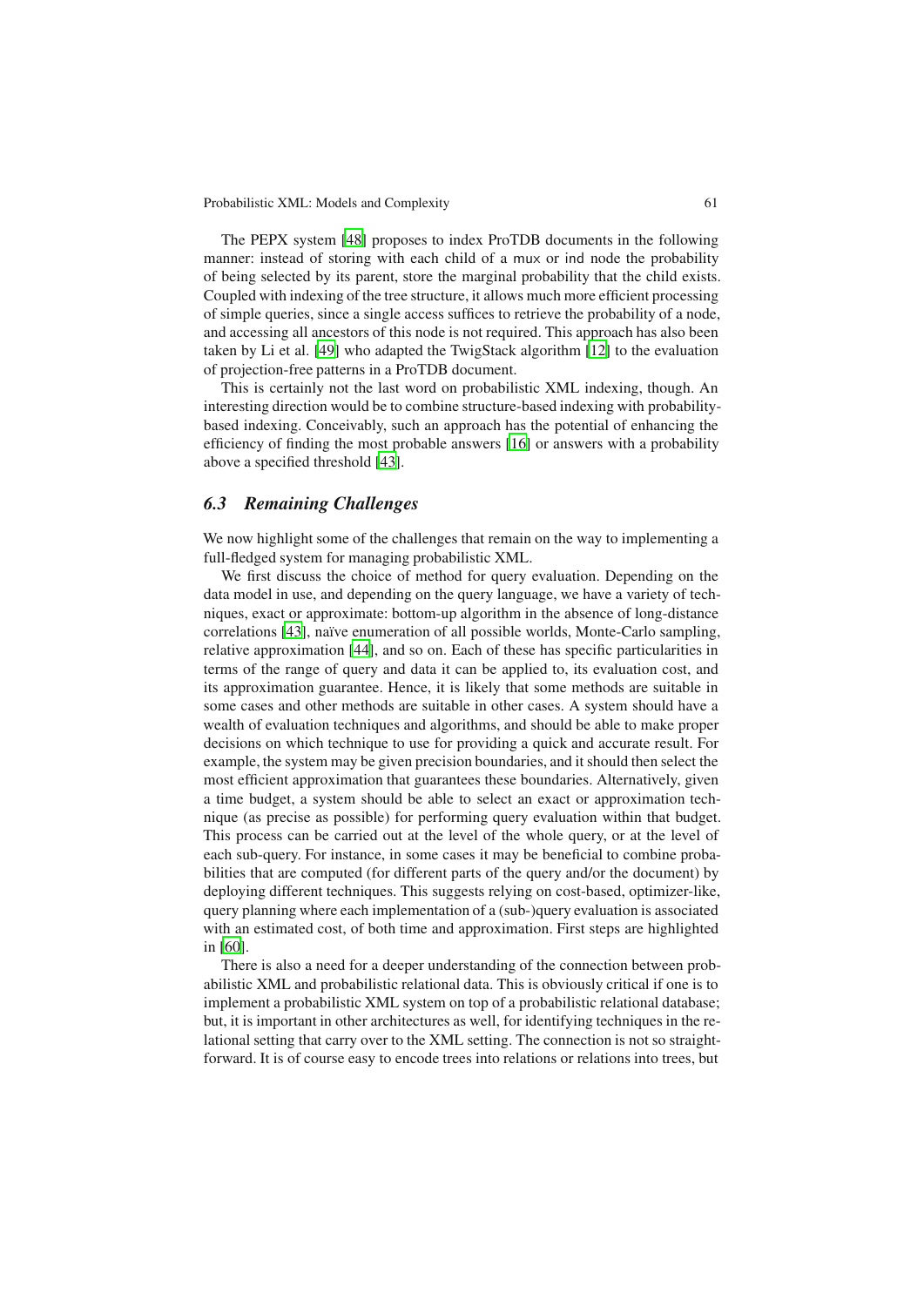The PEPX system [48] proposes to index ProTDB documents in the following manner: instead of storing with each child of a mux or ind node the probability of being selected by its parent, store the marginal probability that the child exists. Coupled with indexing of the tree structure, it allows much more efficient processing of simple queries, since a single access suffices to retrieve the probability of a node, and accessing all ancestors of this node is not required. This approach has also been taken by Li et al. [49] who adapted the TwigStack algorithm [12] to the evaluation of projection-free patterns in a ProTDB document.

This is certainly not the last word on probabilistic XML indexing, though. An interesting direction would be to combine structure-based indexing with probability-based indexing. Conceivably, such an approach has the potential of enhancing the efficiency of finding the most probable answers [16] or answers with a probability above a specified threshold [43].

### *6.3 Remaining Challenges*

We now highlight some of the challenges that remain on the way to implementing a full-fledged system for managing probabilistic XML.

We first discuss the choice of method for query evaluation. Depending on the data model in use, and depending on the query language, we have a variety of techniques, exact or approximate: bottom-up algorithm in the absence of long-distance correlations [43], naïve enumeration of all possible worlds, Monte-Carlo sampling, relative approximation [44], and so on. Each of these has specific particularities in terms of the range of query and data it can be applied to, its evaluation cost, and its approximation guarantee. Hence, it is likely that some methods are suitable in some cases and other methods are suitable in other cases. A system should have a wealth of evaluation techniques and algorithms, and should be able to make proper decisions on which technique to use for providing a quick and accurate result. For example, the system may be given precision boundaries, and it should then select the most efficient approximation that guarantees these boundaries. Alternatively, given a time budget, a system should be able to select an exact or approximation technique (as precise as possible) for performing query evaluation within that budget. This process can be carried out at the level of the whole query, or at the level of each sub-query. For instance, in some cases it may be beneficial to combine probabilities that are computed (for different parts of the query and/or the document) by deploying different techniques. This suggests relying on cost-based, optimizer-like, query planning where each implementation of a (sub-)query evaluation is associated with an estimated cost, of both time and approximation. First steps are highlighted in [60].

There is also a need for a deeper understanding of the connection between probabilistic XML and probabilistic relational data. This is obviously critical if one is to implement a probabilistic XML system on top of a probabilistic relational database; but, it is important in other architectures as well, for identifying techniques in the relational setting that carry over to the XML setting. The connection is not so straightforward. It is of course easy to encode trees into relations or relations into trees, but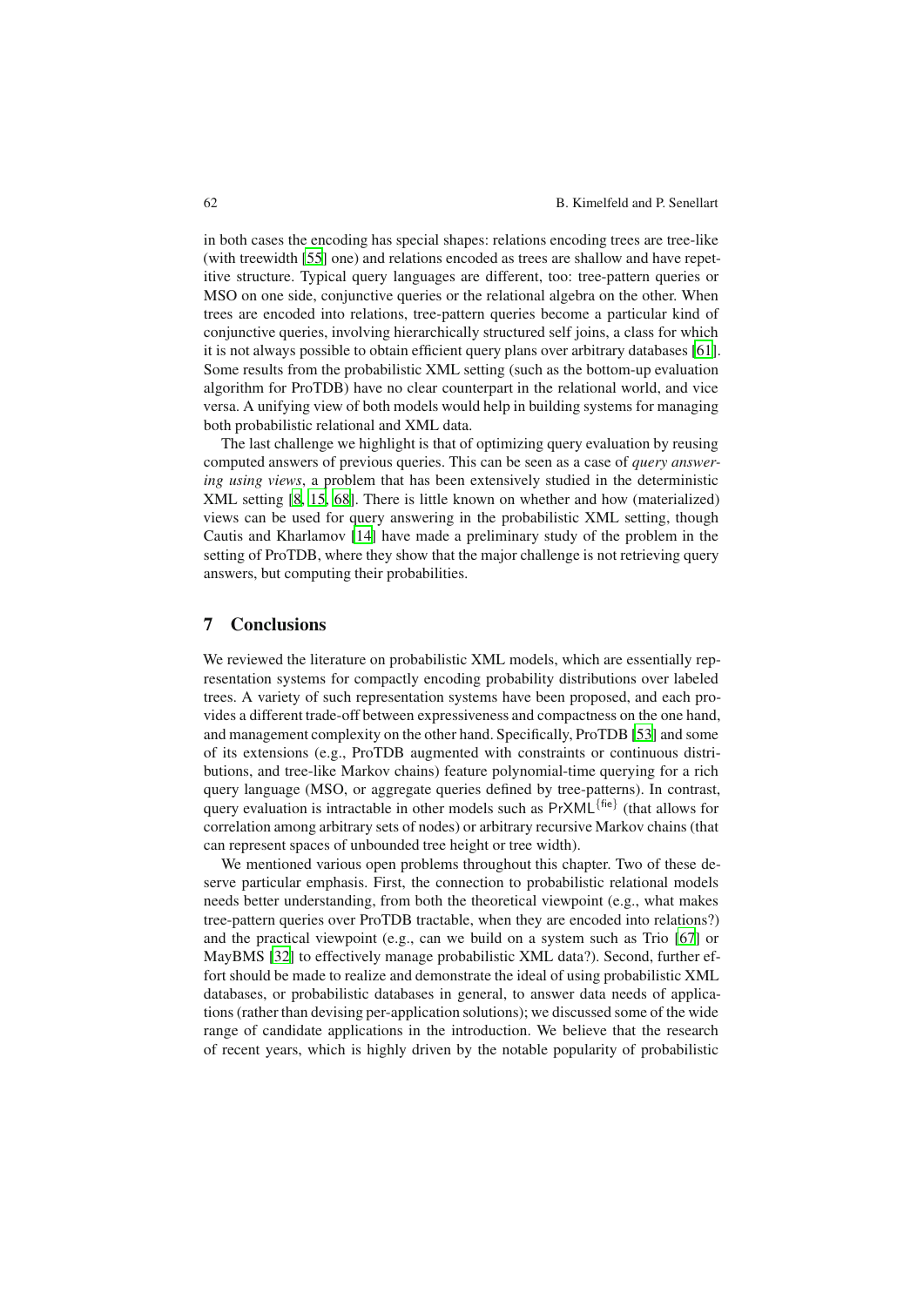in both cases the encoding has special shapes: relations encoding trees are tree-like (with treewidth [55] one) and relations encoded as trees are shallow and have repetitive structure. Typical query languages are different, too: tree-pattern queries or MSO on one side, conjunctive queries or the relational algebra on the other. When trees are encoded into relations, tree-pattern queries become a particular kind of conjunctive queries, involving hierarchically structured self joins, a class for which it is not always possible to obtain efficient query plans over arbitrary databases [61]. Some results from the probabilistic XML setting (such as the bottom-up evaluation algorithm for ProTDB) have no clear counterpart in the relational world, and vice versa. A unifying view of both models would help in building systems for managing both probabilistic relational and XML data.

The last challenge we highlight is that of optimizing query evaluation by reusing computed answers of previous queries. This can be seen as a case of *query answering using views*, a problem that has been extensively studied in the deterministic XML setting [8, 15, 68]. There is little known on whether and how (materialized) views can be used for query answering in the probabilistic XML setting, though Cautis and Kharlamov [14] have made a preliminary study of the problem in the setting of ProTDB, where they show that the major challenge is not retrieving query answers, but computing their probabilities.

## 7 Conclusions

We reviewed the literature on probabilistic XML models, which are essentially representation systems for compactly encoding probability distributions over labeled trees. A variety of such representation systems have been proposed, and each provides a different trade-off between expressiveness and compactness on the one hand, and management complexity on the other hand. Specifically, ProTDB [53] and some of its extensions (e.g., ProTDB augmented with constraints or continuous distributions, and tree-like Markov chains) feature polynomial-time querying for a rich query language (MSO, or aggregate queries defined by tree-patterns). In contrast, query evaluation is intractable in other models such as $\mathsf{PrXML}^{\{\mathsf{fie}\}}$ (that allows for correlation among arbitrary sets of nodes) or arbitrary recursive Markov chains (that can represent spaces of unbounded tree height or tree width).

We mentioned various open problems throughout this chapter. Two of these deserve particular emphasis. First, the connection to probabilistic relational models needs better understanding, from both the theoretical viewpoint (e.g., what makes tree-pattern queries over ProTDB tractable, when they are encoded into relations?) and the practical viewpoint (e.g., can we build on a system such as Trio [67] or MayBMS [32] to effectively manage probabilistic XML data?). Second, further effort should be made to realize and demonstrate the ideal of using probabilistic XML databases, or probabilistic databases in general, to answer data needs of applications (rather than devising per-application solutions); we discussed some of the wide range of candidate applications in the introduction. We believe that the research of recent years, which is highly driven by the notable popularity of probabilistic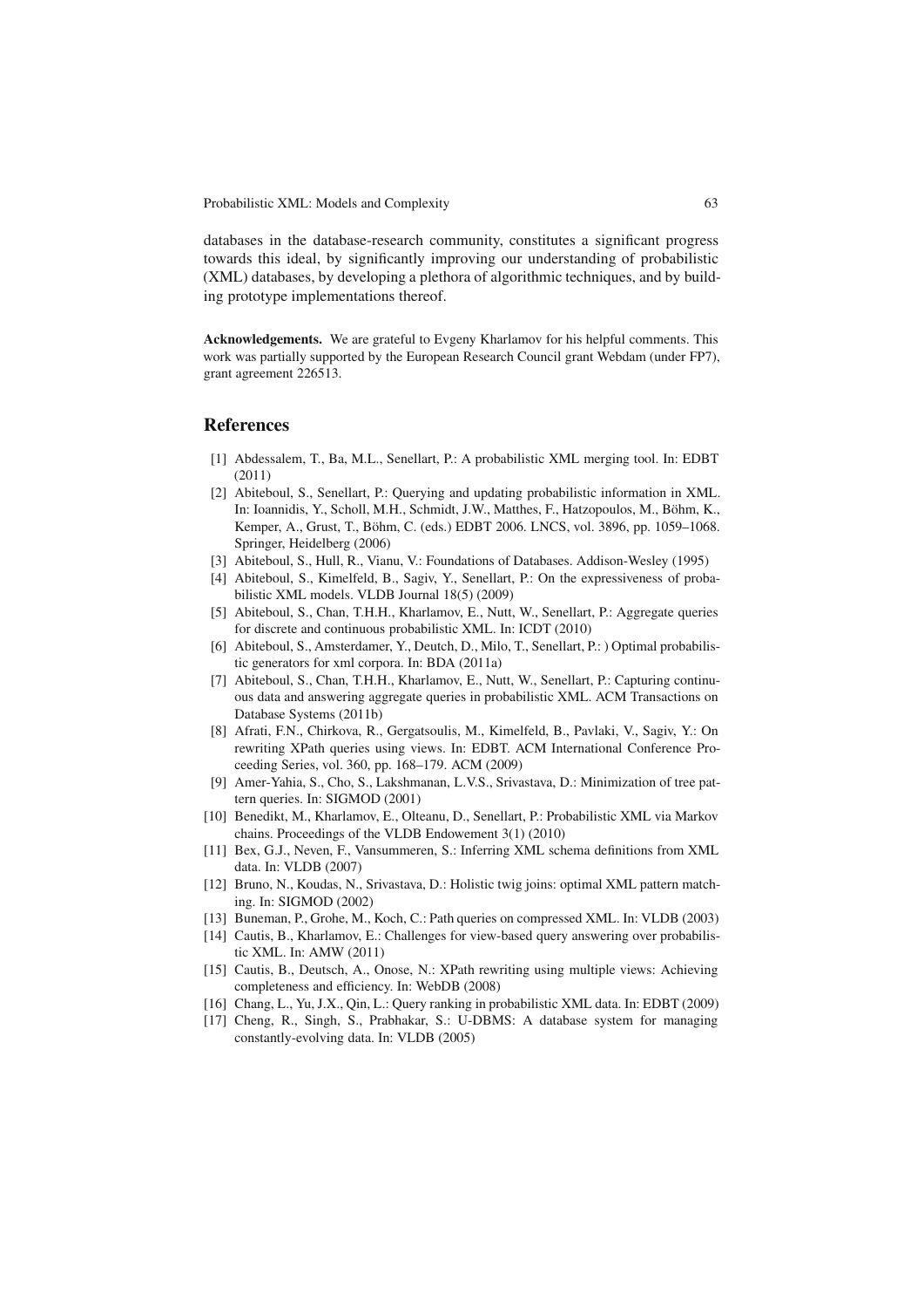databases in the database-research community, constitutes a significant progress towards this ideal, by significantly improving our understanding of probabilistic (XML) databases, by developing a plethora of algorithmic techniques, and by building prototype implementations thereof.

**Acknowledgements.** We are grateful to Evgeny Kharlamov for his helpful comments. This work was partially supported by the European Research Council grant Webdam (under FP7), grant agreement 226513.

## References

[1] Abdessalem, T., Ba, M.L., Senellart, P.: A probabilistic XML merging tool. In: EDBT (2011)

[2] Abiteboul, S., Senellart, P.: Querying and updating probabilistic information in XML. In: Ioannidis, Y., Scholl, M.H., Schmidt, J.W., Matthes, F., Hatzopoulos, M., Böhm, K., Kemper, A., Grust, T., Böhm, C. (eds.) EDBT 2006. LNCS, vol. 3896, pp. 1059–1068. Springer, Heidelberg (2006)

[3] Abiteboul, S., Hull, R., Vianu, V.: Foundations of Databases. Addison-Wesley (1995)

[4] Abiteboul, S., Kimelfeld, B., Sagiv, Y., Senellart, P.: On the expressiveness of probabilistic XML models. VLDB Journal 18(5) (2009)

[5] Abiteboul, S., Chan, T.H.H., Kharlamov, E., Nutt, W., Senellart, P.: Aggregate queries for discrete and continuous probabilistic XML. In: ICDT (2010)

[6] Abiteboul, S., Amsterdamer, Y., Deutch, D., Milo, T., Senellart, P.: ) Optimal probabilistic generators for xml corpora. In: BDA (2011a)

[7] Abiteboul, S., Chan, T.H.H., Kharlamov, E., Nutt, W., Senellart, P.: Capturing continuous data and answering aggregate queries in probabilistic XML. ACM Transactions on Database Systems (2011b)

[8] Afrati, F.N., Chirkova, R., Gergatsoulis, M., Kimelfeld, B., Pavlaki, V., Sagiv, Y.: On rewriting XPath queries using views. In: EDBT. ACM International Conference Proceeding Series, vol. 360, pp. 168–179. ACM (2009)

[9] Amer-Yahia, S., Cho, S., Lakshmanan, L.V.S., Srivastava, D.: Minimization of tree pattern queries. In: SIGMOD (2001)

[10] Benedikt, M., Kharlamov, E., Olteanu, D., Senellart, P.: Probabilistic XML via Markov chains. Proceedings of the VLDB Endowement 3(1) (2010)

[11] Bex, G.J., Neven, F., Vansummeren, S.: Inferring XML schema definitions from XML data. In: VLDB (2007)

[12] Bruno, N., Koudas, N., Srivastava, D.: Holistic twig joins: optimal XML pattern matching. In: SIGMOD (2002)

[13] Buneman, P., Grohe, M., Koch, C.: Path queries on compressed XML. In: VLDB (2003)

[14] Cautis, B., Kharlamov, E.: Challenges for view-based query answering over probabilistic XML. In: AMW (2011)

[15] Cautis, B., Deutsch, A., Onose, N.: XPath rewriting using multiple views: Achieving completeness and efficiency. In: WebDB (2008)

[16] Chang, L., Yu, J.X., Qin, L.: Query ranking in probabilistic XML data. In: EDBT (2009)

[17] Cheng, R., Singh, S., Prabhakar, S.: U-DBMS: A database system for managing constantly-evolving data. In: VLDB (2005)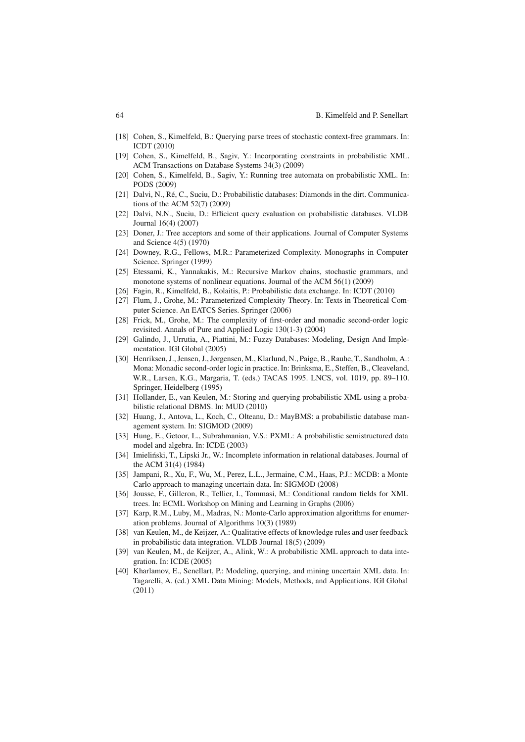[18] Cohen, S., Kimelfeld, B.: Querying parse trees of stochastic context-free grammars. In: ICDT (2010)

[19] Cohen, S., Kimelfeld, B., Sagiv, Y.: Incorporating constraints in probabilistic XML. ACM Transactions on Database Systems 34(3) (2009)

[20] Cohen, S., Kimelfeld, B., Sagiv, Y.: Running tree automata on probabilistic XML. In: PODS (2009)

[21] Dalvi, N., Ré, C., Suciu, D.: Probabilistic databases: Diamonds in the dirt. Communications of the ACM 52(7) (2009)

[22] Dalvi, N.N., Suciu, D.: Efficient query evaluation on probabilistic databases. VLDB Journal 16(4) (2007)

[23] Doner, J.: Tree acceptors and some of their applications. Journal of Computer Systems and Science 4(5) (1970)

[24] Downey, R.G., Fellows, M.R.: Parameterized Complexity. Monographs in Computer Science. Springer (1999)

[25] Etessami, K., Yannakakis, M.: Recursive Markov chains, stochastic grammars, and monotone systems of nonlinear equations. Journal of the ACM 56(1) (2009)

[26] Fagin, R., Kimelfeld, B., Kolaitis, P.: Probabilistic data exchange. In: ICDT (2010)

[27] Flum, J., Grohe, M.: Parameterized Complexity Theory. In: Texts in Theoretical Computer Science. An EATCS Series. Springer (2006)

[28] Frick, M., Grohe, M.: The complexity of first-order and monadic second-order logic revisited. Annals of Pure and Applied Logic 130(1-3) (2004)

[29] Galindo, J., Urrutia, A., Piattini, M.: Fuzzy Databases: Modeling, Design And Implementation. IGI Global (2005)

[30] Henriksen, J., Jensen, J., Jørgensen, M., Klarlund, N., Paige, B., Rauhe, T., Sandholm, A.: Mona: Monadic second-order logic in practice. In: Brinksma, E., Steffen, B., Cleaveland, W.R., Larsen, K.G., Margaria, T. (eds.) TACAS 1995. LNCS, vol. 1019, pp. 89–110. Springer, Heidelberg (1995)

[31] Hollander, E., van Keulen, M.: Storing and querying probabilistic XML using a probabilistic relational DBMS. In: MUD (2010)

[32] Huang, J., Antova, L., Koch, C., Olteanu, D.: MayBMS: a probabilistic database management system. In: SIGMOD (2009)

[33] Hung, E., Getoor, L., Subrahmanian, V.S.: PXML: A probabilistic semistructured data model and algebra. In: ICDE (2003)

[34] Imieliński, T., Lipski Jr., W.: Incomplete information in relational databases. Journal of the ACM 31(4) (1984)

[35] Jampani, R., Xu, F., Wu, M., Perez, L.L., Jermaine, C.M., Haas, P.J.: MCDB: a Monte Carlo approach to managing uncertain data. In: SIGMOD (2008)

[36] Jousse, F., Gilleron, R., Tellier, I., Tommasi, M.: Conditional random fields for XML trees. In: ECML Workshop on Mining and Learning in Graphs (2006)

[37] Karp, R.M., Luby, M., Madras, N.: Monte-Carlo approximation algorithms for enumeration problems. Journal of Algorithms 10(3) (1989)

[38] van Keulen, M., de Keijzer, A.: Qualitative effects of knowledge rules and user feedback in probabilistic data integration. VLDB Journal 18(5) (2009)

[39] van Keulen, M., de Keijzer, A., Alink, W.: A probabilistic XML approach to data integration. In: ICDE (2005)

[40] Kharlamov, E., Senellart, P.: Modeling, querying, and mining uncertain XML data. In: Tagarelli, A. (ed.) XML Data Mining: Models, Methods, and Applications. IGI Global (2011)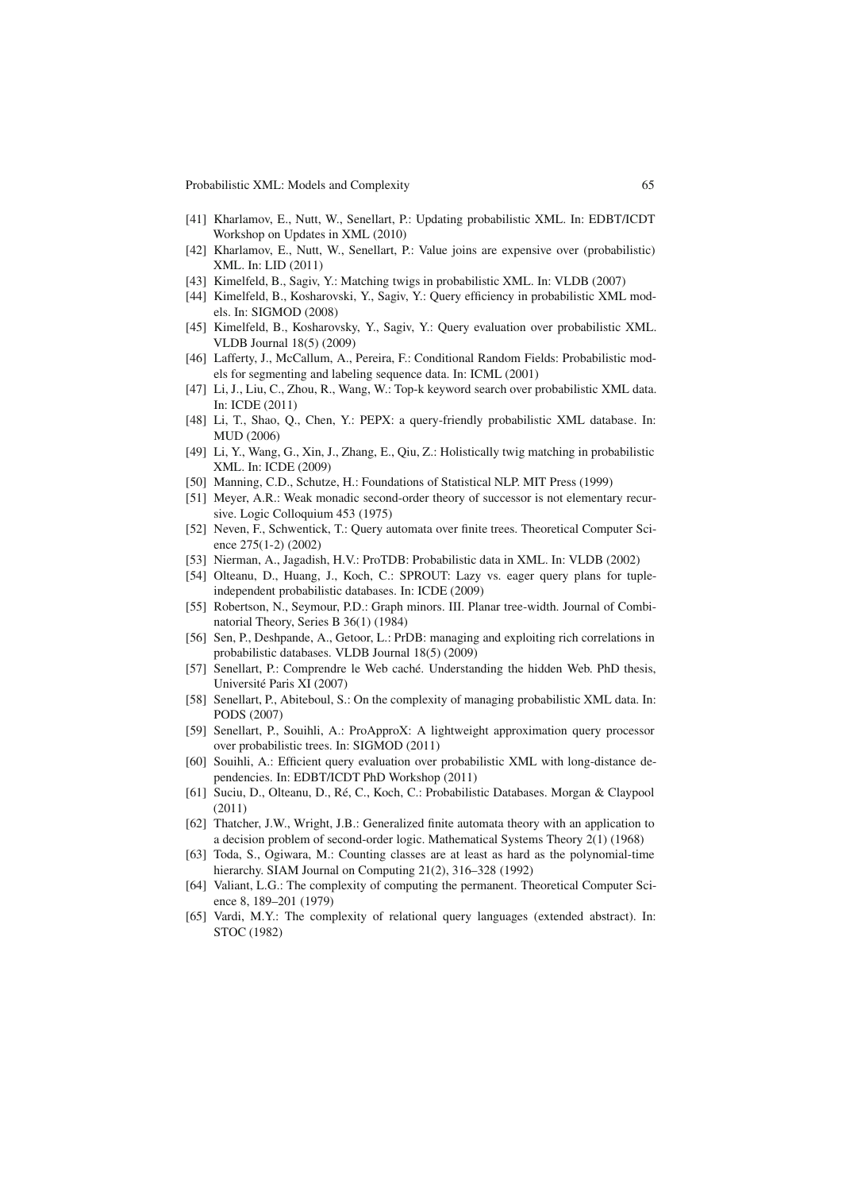[41] Kharlamov, E., Nutt, W., Senellart, P.: Updating probabilistic XML. In: EDBT/ICDT Workshop on Updates in XML (2010)

[42] Kharlamov, E., Nutt, W., Senellart, P.: Value joins are expensive over (probabilistic) XML. In: LID (2011)

[43] Kimelfeld, B., Sagiv, Y.: Matching twigs in probabilistic XML. In: VLDB (2007)

[44] Kimelfeld, B., Kosharovski, Y., Sagiv, Y.: Query efficiency in probabilistic XML models. In: SIGMOD (2008)

[45] Kimelfeld, B., Kosharovsky, Y., Sagiv, Y.: Query evaluation over probabilistic XML. VLDB Journal 18(5) (2009)

[46] Lafferty, J., McCallum, A., Pereira, F.: Conditional Random Fields: Probabilistic models for segmenting and labeling sequence data. In: ICML (2001)

[47] Li, J., Liu, C., Zhou, R., Wang, W.: Top-k keyword search over probabilistic XML data. In: ICDE (2011)

[48] Li, T., Shao, Q., Chen, Y.: PEPX: a query-friendly probabilistic XML database. In: MUD (2006)

[49] Li, Y., Wang, G., Xin, J., Zhang, E., Qiu, Z.: Holistically twig matching in probabilistic XML. In: ICDE (2009)

[50] Manning, C.D., Schutze, H.: Foundations of Statistical NLP. MIT Press (1999)

[51] Meyer, A.R.: Weak monadic second-order theory of successor is not elementary recursive. Logic Colloquium 453 (1975)

[52] Neven, F., Schwentick, T.: Query automata over finite trees. Theoretical Computer Science 275(1-2) (2002)

[53] Nierman, A., Jagadish, H.V.: ProTDB: Probabilistic data in XML. In: VLDB (2002)

[54] Olteanu, D., Huang, J., Koch, C.: SPROUT: Lazy vs. eager query plans for tuple-independent probabilistic databases. In: ICDE (2009)

[55] Robertson, N., Seymour, P.D.: Graph minors. III. Planar tree-width. Journal of Combinatorial Theory, Series B 36(1) (1984)

[56] Sen, P., Deshpande, A., Getoor, L.: PrDB: managing and exploiting rich correlations in probabilistic databases. VLDB Journal 18(5) (2009)

[57] Senellart, P.: Comprendre le Web caché. Understanding the hidden Web. PhD thesis, Université Paris XI (2007)

[58] Senellart, P., Abiteboul, S.: On the complexity of managing probabilistic XML data. In: PODS (2007)

[59] Senellart, P., Souihli, A.: ProApproX: A lightweight approximation query processor over probabilistic trees. In: SIGMOD (2011)

[60] Souihli, A.: Efficient query evaluation over probabilistic XML with long-distance dependencies. In: EDBT/ICDT PhD Workshop (2011)

[61] Suciu, D., Olteanu, D., Ré, C., Koch, C.: Probabilistic Databases. Morgan & Claypool (2011)

[62] Thatcher, J.W., Wright, J.B.: Generalized finite automata theory with an application to a decision problem of second-order logic. Mathematical Systems Theory 2(1) (1968)

[63] Toda, S., Ogiwara, M.: Counting classes are at least as hard as the polynomial-time hierarchy. SIAM Journal on Computing 21(2), 316–328 (1992)

[64] Valiant, L.G.: The complexity of computing the permanent. Theoretical Computer Science 8, 189–201 (1979)

[65] Vardi, M.Y.: The complexity of relational query languages (extended abstract). In: STOC (1982)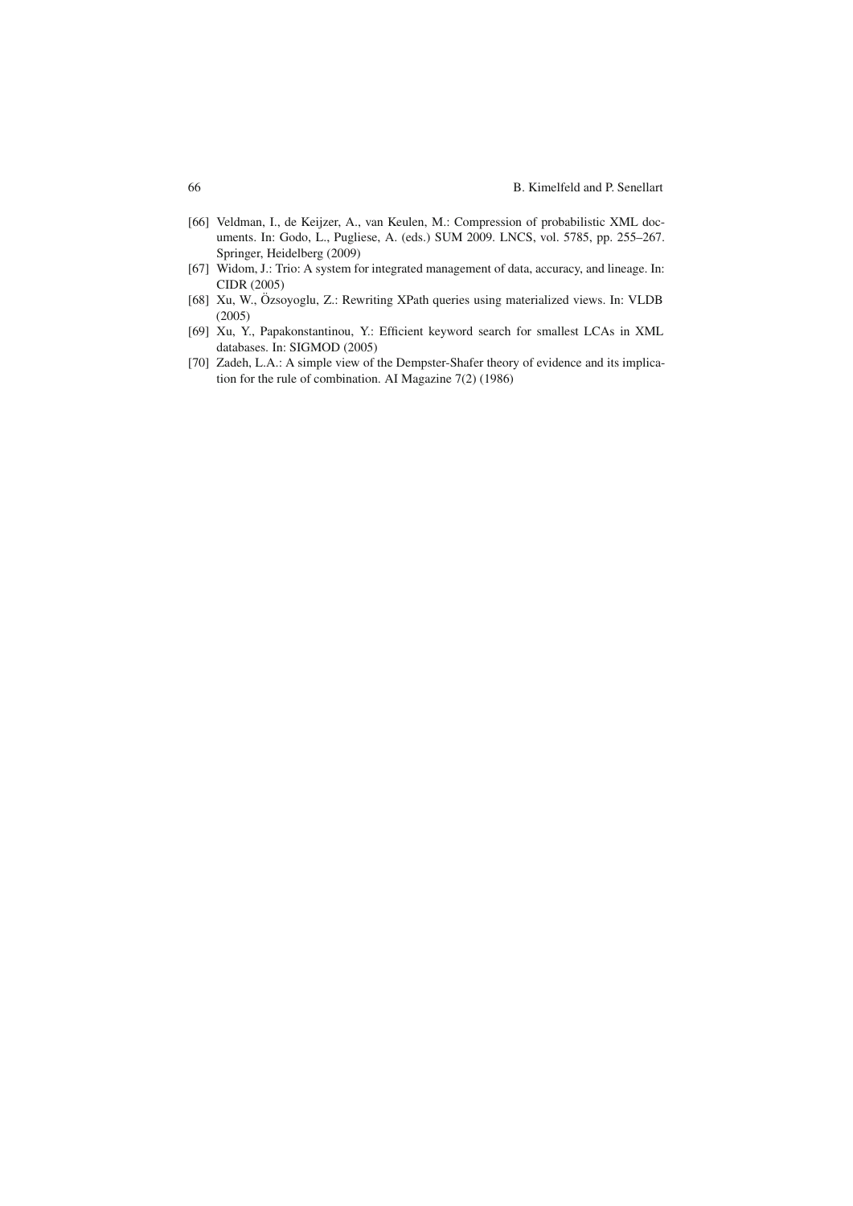[66] Veldman, I., de Keijzer, A., van Keulen, M.: Compression of probabilistic XML documents. In: Godo, L., Pugliese, A. (eds.) SUM 2009. LNCS, vol. 5785, pp. 255–267. Springer, Heidelberg (2009)

[67] Widom, J.: Trio: A system for integrated management of data, accuracy, and lineage. In: CIDR (2005)

[68] Xu, W., Özsoyoglu, Z.: Rewriting XPath queries using materialized views. In: VLDB (2005)

[69] Xu, Y., Papakonstantinou, Y.: Efficient keyword search for smallest LCAs in XML databases. In: SIGMOD (2005)

[70] Zadeh, L.A.: A simple view of the Dempster-Shafer theory of evidence and its implication for the rule of combination. AI Magazine 7(2) (1986)